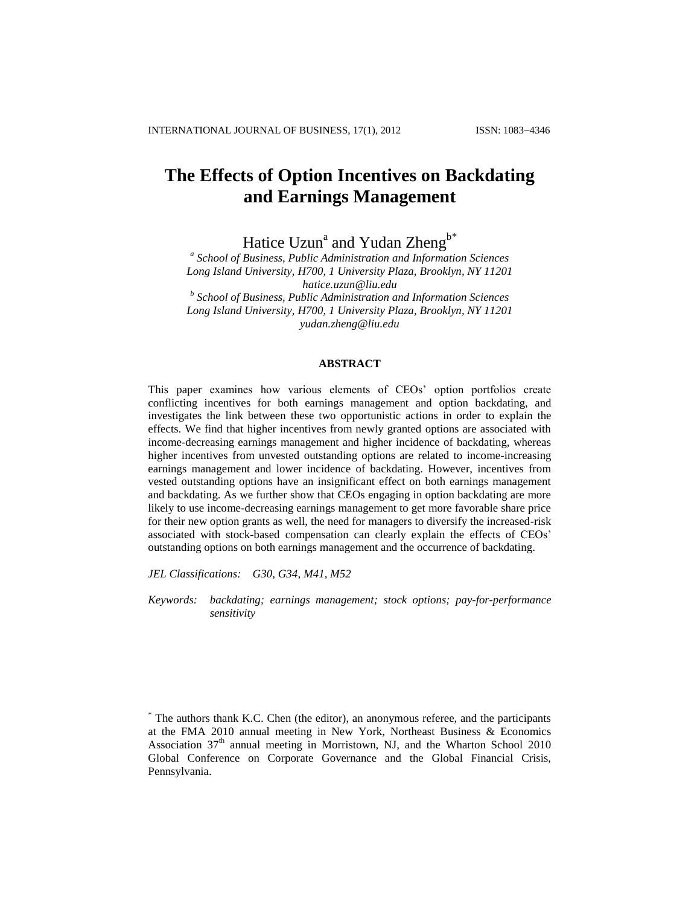# The Effects of Option Incentives on Backdating and Earnings Management

Hatice Uzun[a] and Yudan Zheng[b*]

[a] *School of Business, Public Administration and Information Sciences*
*Long Island University, H700, 1 University Plaza, Brooklyn, NY 11201*
*hatice.uzun@liu.edu*

[b] *School of Business, Public Administration and Information Sciences*
*Long Island University, H700, 1 University Plaza, Brooklyn, NY 11201*
*yudan.zheng@liu.edu*

## ABSTRACT

This paper examines how various elements of CEOs' option portfolios create conflicting incentives for both earnings management and option backdating, and investigates the link between these two opportunistic actions in order to explain the effects. We find that higher incentives from newly granted options are associated with income-decreasing earnings management and higher incidence of backdating, whereas higher incentives from unvested outstanding options are related to income-increasing earnings management and lower incidence of backdating. However, incentives from vested outstanding options have an insignificant effect on both earnings management and backdating. As we further show that CEOs engaging in option backdating are more likely to use income-decreasing earnings management to get more favorable share price for their new option grants as well, the need for managers to diversify the increased-risk associated with stock-based compensation can clearly explain the effects of CEOs' outstanding options on both earnings management and the occurrence of backdating.

*JEL Classifications:* *G30, G34, M41, M52*

*Keywords:* *backdating; earnings management; stock options; pay-for-performance sensitivity*

[*] The authors thank K.C. Chen (the editor), an anonymous referee, and the participants at the FMA 2010 annual meeting in New York, Northeast Business & Economics Association 37th annual meeting in Morristown, NJ, and the Wharton School 2010 Global Conference on Corporate Governance and the Global Financial Crisis, Pennsylvania.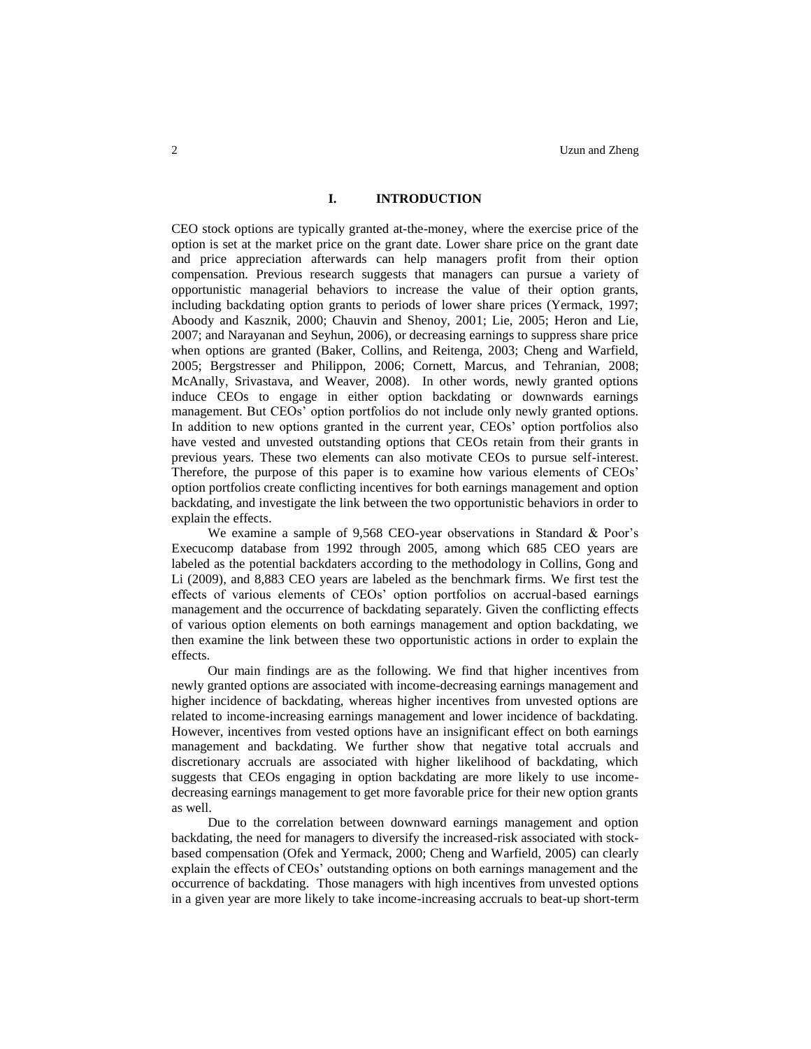## I. INTRODUCTION

CEO stock options are typically granted at-the-money, where the exercise price of the option is set at the market price on the grant date. Lower share price on the grant date and price appreciation afterwards can help managers profit from their option compensation. Previous research suggests that managers can pursue a variety of opportunistic managerial behaviors to increase the value of their option grants, including backdating option grants to periods of lower share prices (Yermack, 1997; Aboody and Kasznik, 2000; Chauvin and Shenoy, 2001; Lie, 2005; Heron and Lie, 2007; and Narayanan and Seyhun, 2006), or decreasing earnings to suppress share price when options are granted (Baker, Collins, and Reitenga, 2003; Cheng and Warfield, 2005; Bergstresser and Philippon, 2006; Cornett, Marcus, and Tehranian, 2008; McAnally, Srivastava, and Weaver, 2008). In other words, newly granted options induce CEOs to engage in either option backdating or downwards earnings management. But CEOs' option portfolios do not include only newly granted options. In addition to new options granted in the current year, CEOs' option portfolios also have vested and unvested outstanding options that CEOs retain from their grants in previous years. These two elements can also motivate CEOs to pursue self-interest. Therefore, the purpose of this paper is to examine how various elements of CEOs' option portfolios create conflicting incentives for both earnings management and option backdating, and investigate the link between the two opportunistic behaviors in order to explain the effects.

We examine a sample of 9,568 CEO-year observations in Standard & Poor's Execucomp database from 1992 through 2005, among which 685 CEO years are labeled as the potential backdaters according to the methodology in Collins, Gong and Li (2009), and 8,883 CEO years are labeled as the benchmark firms. We first test the effects of various elements of CEOs' option portfolios on accrual-based earnings management and the occurrence of backdating separately. Given the conflicting effects of various option elements on both earnings management and option backdating, we then examine the link between these two opportunistic actions in order to explain the effects.

Our main findings are as the following. We find that higher incentives from newly granted options are associated with income-decreasing earnings management and higher incidence of backdating, whereas higher incentives from unvested options are related to income-increasing earnings management and lower incidence of backdating. However, incentives from vested options have an insignificant effect on both earnings management and backdating. We further show that negative total accruals and discretionary accruals are associated with higher likelihood of backdating, which suggests that CEOs engaging in option backdating are more likely to use income-decreasing earnings management to get more favorable price for their new option grants as well.

Due to the correlation between downward earnings management and option backdating, the need for managers to diversify the increased-risk associated with stock-based compensation (Ofek and Yermack, 2000; Cheng and Warfield, 2005) can clearly explain the effects of CEOs' outstanding options on both earnings management and the occurrence of backdating. Those managers with high incentives from unvested options in a given year are more likely to take income-increasing accruals to beat-up short-term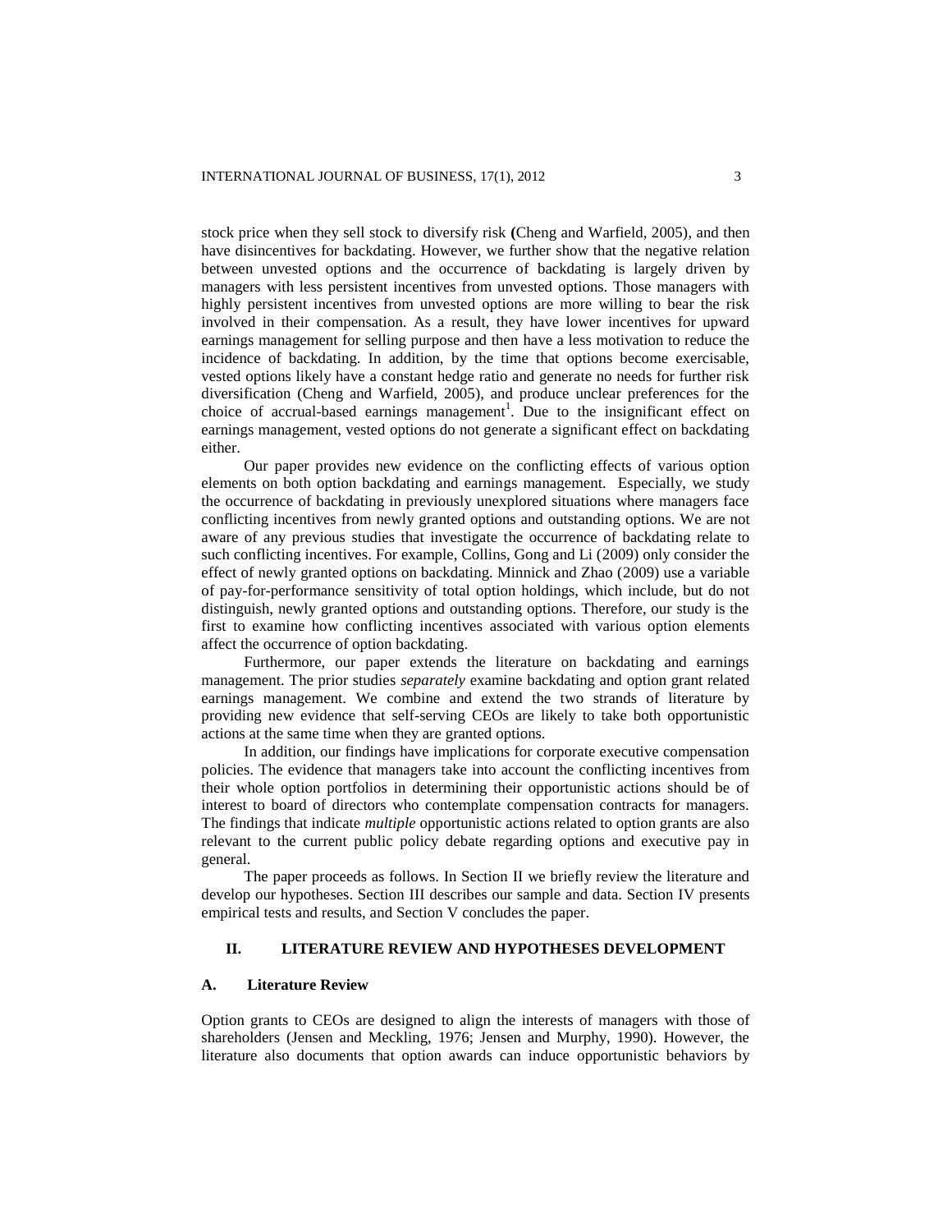stock price when they sell stock to diversify risk (Cheng and Warfield, 2005), and then have disincentives for backdating. However, we further show that the negative relation between unvested options and the occurrence of backdating is largely driven by managers with less persistent incentives from unvested options. Those managers with highly persistent incentives from unvested options are more willing to bear the risk involved in their compensation. As a result, they have lower incentives for upward earnings management for selling purpose and then have a less motivation to reduce the incidence of backdating. In addition, by the time that options become exercisable, vested options likely have a constant hedge ratio and generate no needs for further risk diversification (Cheng and Warfield, 2005), and produce unclear preferences for the choice of accrual-based earnings management[1]. Due to the insignificant effect on earnings management, vested options do not generate a significant effect on backdating either.

Our paper provides new evidence on the conflicting effects of various option elements on both option backdating and earnings management. Especially, we study the occurrence of backdating in previously unexplored situations where managers face conflicting incentives from newly granted options and outstanding options. We are not aware of any previous studies that investigate the occurrence of backdating relate to such conflicting incentives. For example, Collins, Gong and Li (2009) only consider the effect of newly granted options on backdating. Minnick and Zhao (2009) use a variable of pay-for-performance sensitivity of total option holdings, which include, but do not distinguish, newly granted options and outstanding options. Therefore, our study is the first to examine how conflicting incentives associated with various option elements affect the occurrence of option backdating.

Furthermore, our paper extends the literature on backdating and earnings management. The prior studies *separately* examine backdating and option grant related earnings management. We combine and extend the two strands of literature by providing new evidence that self-serving CEOs are likely to take both opportunistic actions at the same time when they are granted options.

In addition, our findings have implications for corporate executive compensation policies. The evidence that managers take into account the conflicting incentives from their whole option portfolios in determining their opportunistic actions should be of interest to board of directors who contemplate compensation contracts for managers. The findings that indicate *multiple* opportunistic actions related to option grants are also relevant to the current public policy debate regarding options and executive pay in general.

The paper proceeds as follows. In Section II we briefly review the literature and develop our hypotheses. Section III describes our sample and data. Section IV presents empirical tests and results, and Section V concludes the paper.

## II. LITERATURE REVIEW AND HYPOTHESES DEVELOPMENT

### A. Literature Review

Option grants to CEOs are designed to align the interests of managers with those of shareholders (Jensen and Meckling, 1976; Jensen and Murphy, 1990). However, the literature also documents that option awards can induce opportunistic behaviors by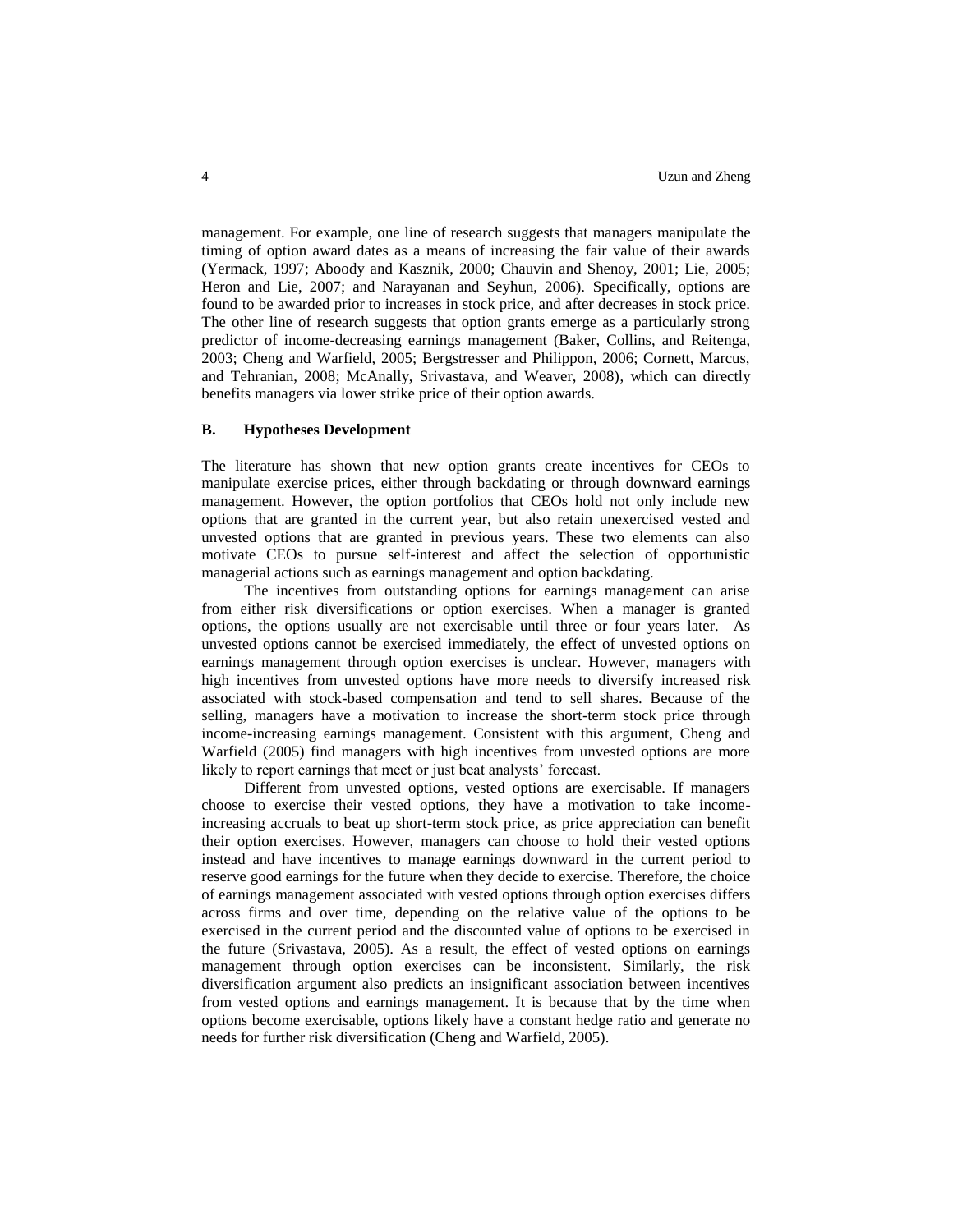management. For example, one line of research suggests that managers manipulate the timing of option award dates as a means of increasing the fair value of their awards (Yermack, 1997; Aboody and Kasznik, 2000; Chauvin and Shenoy, 2001; Lie, 2005; Heron and Lie, 2007; and Narayanan and Seyhun, 2006). Specifically, options are found to be awarded prior to increases in stock price, and after decreases in stock price. The other line of research suggests that option grants emerge as a particularly strong predictor of income-decreasing earnings management (Baker, Collins, and Reitenga, 2003; Cheng and Warfield, 2005; Bergstresser and Philippon, 2006; Cornett, Marcus, and Tehranian, 2008; McAnally, Srivastava, and Weaver, 2008), which can directly benefits managers via lower strike price of their option awards.

## B. Hypotheses Development

The literature has shown that new option grants create incentives for CEOs to manipulate exercise prices, either through backdating or through downward earnings management. However, the option portfolios that CEOs hold not only include new options that are granted in the current year, but also retain unexercised vested and unvested options that are granted in previous years. These two elements can also motivate CEOs to pursue self-interest and affect the selection of opportunistic managerial actions such as earnings management and option backdating.

The incentives from outstanding options for earnings management can arise from either risk diversifications or option exercises. When a manager is granted options, the options usually are not exercisable until three or four years later. As unvested options cannot be exercised immediately, the effect of unvested options on earnings management through option exercises is unclear. However, managers with high incentives from unvested options have more needs to diversify increased risk associated with stock-based compensation and tend to sell shares. Because of the selling, managers have a motivation to increase the short-term stock price through income-increasing earnings management. Consistent with this argument, Cheng and Warfield (2005) find managers with high incentives from unvested options are more likely to report earnings that meet or just beat analysts' forecast.

Different from unvested options, vested options are exercisable. If managers choose to exercise their vested options, they have a motivation to take income-increasing accruals to beat up short-term stock price, as price appreciation can benefit their option exercises. However, managers can choose to hold their vested options instead and have incentives to manage earnings downward in the current period to reserve good earnings for the future when they decide to exercise. Therefore, the choice of earnings management associated with vested options through option exercises differs across firms and over time, depending on the relative value of the options to be exercised in the current period and the discounted value of options to be exercised in the future (Srivastava, 2005). As a result, the effect of vested options on earnings management through option exercises can be inconsistent. Similarly, the risk diversification argument also predicts an insignificant association between incentives from vested options and earnings management. It is because that by the time when options become exercisable, options likely have a constant hedge ratio and generate no needs for further risk diversification (Cheng and Warfield, 2005).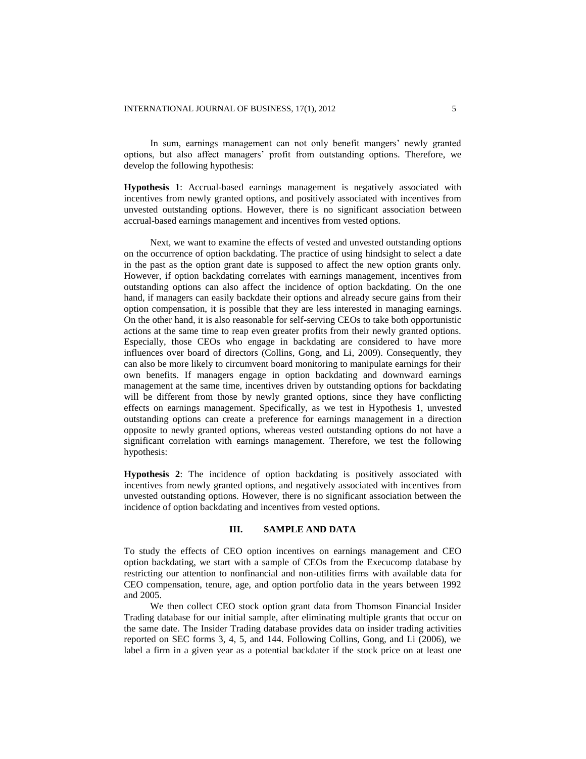In sum, earnings management can not only benefit mangers' newly granted options, but also affect managers' profit from outstanding options. Therefore, we develop the following hypothesis:

**Hypothesis 1**: Accrual-based earnings management is negatively associated with incentives from newly granted options, and positively associated with incentives from unvested outstanding options. However, there is no significant association between accrual-based earnings management and incentives from vested options.

Next, we want to examine the effects of vested and unvested outstanding options on the occurrence of option backdating. The practice of using hindsight to select a date in the past as the option grant date is supposed to affect the new option grants only. However, if option backdating correlates with earnings management, incentives from outstanding options can also affect the incidence of option backdating. On the one hand, if managers can easily backdate their options and already secure gains from their option compensation, it is possible that they are less interested in managing earnings. On the other hand, it is also reasonable for self-serving CEOs to take both opportunistic actions at the same time to reap even greater profits from their newly granted options. Especially, those CEOs who engage in backdating are considered to have more influences over board of directors (Collins, Gong, and Li, 2009). Consequently, they can also be more likely to circumvent board monitoring to manipulate earnings for their own benefits. If managers engage in option backdating and downward earnings management at the same time, incentives driven by outstanding options for backdating will be different from those by newly granted options, since they have conflicting effects on earnings management. Specifically, as we test in Hypothesis 1, unvested outstanding options can create a preference for earnings management in a direction opposite to newly granted options, whereas vested outstanding options do not have a significant correlation with earnings management. Therefore, we test the following hypothesis:

**Hypothesis 2**: The incidence of option backdating is positively associated with incentives from newly granted options, and negatively associated with incentives from unvested outstanding options. However, there is no significant association between the incidence of option backdating and incentives from vested options.

## III. SAMPLE AND DATA

To study the effects of CEO option incentives on earnings management and CEO option backdating, we start with a sample of CEOs from the Execucomp database by restricting our attention to nonfinancial and non-utilities firms with available data for CEO compensation, tenure, age, and option portfolio data in the years between 1992 and 2005.

We then collect CEO stock option grant data from Thomson Financial Insider Trading database for our initial sample, after eliminating multiple grants that occur on the same date. The Insider Trading database provides data on insider trading activities reported on SEC forms 3, 4, 5, and 144. Following Collins, Gong, and Li (2006), we label a firm in a given year as a potential backdater if the stock price on at least one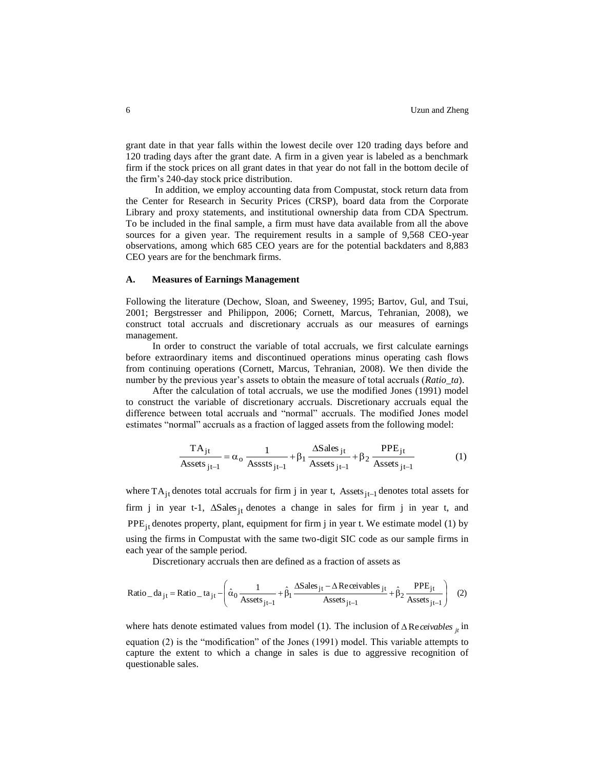grant date in that year falls within the lowest decile over 120 trading days before and 120 trading days after the grant date. A firm in a given year is labeled as a benchmark firm if the stock prices on all grant dates in that year do not fall in the bottom decile of the firm's 240-day stock price distribution.

In addition, we employ accounting data from Compustat, stock return data from the Center for Research in Security Prices (CRSP), board data from the Corporate Library and proxy statements, and institutional ownership data from CDA Spectrum. To be included in the final sample, a firm must have data available from all the above sources for a given year. The requirement results in a sample of 9,568 CEO-year observations, among which 685 CEO years are for the potential backdaters and 8,883 CEO years are for the benchmark firms.

### A. Measures of Earnings Management

Following the literature (Dechow, Sloan, and Sweeney, 1995; Bartov, Gul, and Tsui, 2001; Bergstresser and Philippon, 2006; Cornett, Marcus, Tehranian, 2008), we construct total accruals and discretionary accruals as our measures of earnings management.

In order to construct the variable of total accruals, we first calculate earnings before extraordinary items and discontinued operations minus operating cash flows from continuing operations (Cornett, Marcus, Tehranian, 2008). We then divide the number by the previous year's assets to obtain the measure of total accruals (*Ratio_ta*).

After the calculation of total accruals, we use the modified Jones (1991) model to construct the variable of discretionary accruals. Discretionary accruals equal the difference between total accruals and "normal" accruals. The modified Jones model estimates "normal" accruals as a fraction of lagged assets from the following model:

$$\frac{\mathrm{TA}_{jt}}{\mathrm{Assets}_{jt-1}} = \alpha_o \frac{1}{\mathrm{Asssts}_{jt-1}} + \beta_1 \frac{\Delta \mathrm{Sales}_{jt}}{\mathrm{Assets}_{jt-1}} + \beta_2 \frac{\mathrm{PPE}_{jt}}{\mathrm{Assets}_{jt-1}} \tag{1}$$

where $\mathrm{TA}_{jt}$ denotes total accruals for firm j in year t, $\mathrm{Assets}_{jt-1}$ denotes total assets for firm j in year t-1, $\Delta \mathrm{Sales}_{jt}$ denotes a change in sales for firm j in year t, and $\mathrm{PPE}_{jt}$ denotes property, plant, equipment for firm j in year t. We estimate model (1) by using the firms in Compustat with the same two-digit SIC code as our sample firms in each year of the sample period.

Discretionary accruals then are defined as a fraction of assets as

$$\mathrm{Ratio\_da}_{jt} = \mathrm{Ratio\_ta}_{jt} - \left( \hat{\alpha}_0 \frac{1}{\mathrm{Assets}_{jt-1}} + \hat{\beta}_1 \frac{\Delta \mathrm{Sales}_{jt} - \Delta \mathrm{Receivables}_{jt}}{\mathrm{Assets}_{jt-1}} + \hat{\beta}_2 \frac{\mathrm{PPE}_{jt}}{\mathrm{Assets}_{jt-1}} \right) \tag{2}$$

where hats denote estimated values from model (1). The inclusion of $\Delta \mathrm{Re}ceivables_{jt}$ in equation (2) is the "modification" of the Jones (1991) model. This variable attempts to capture the extent to which a change in sales is due to aggressive recognition of questionable sales.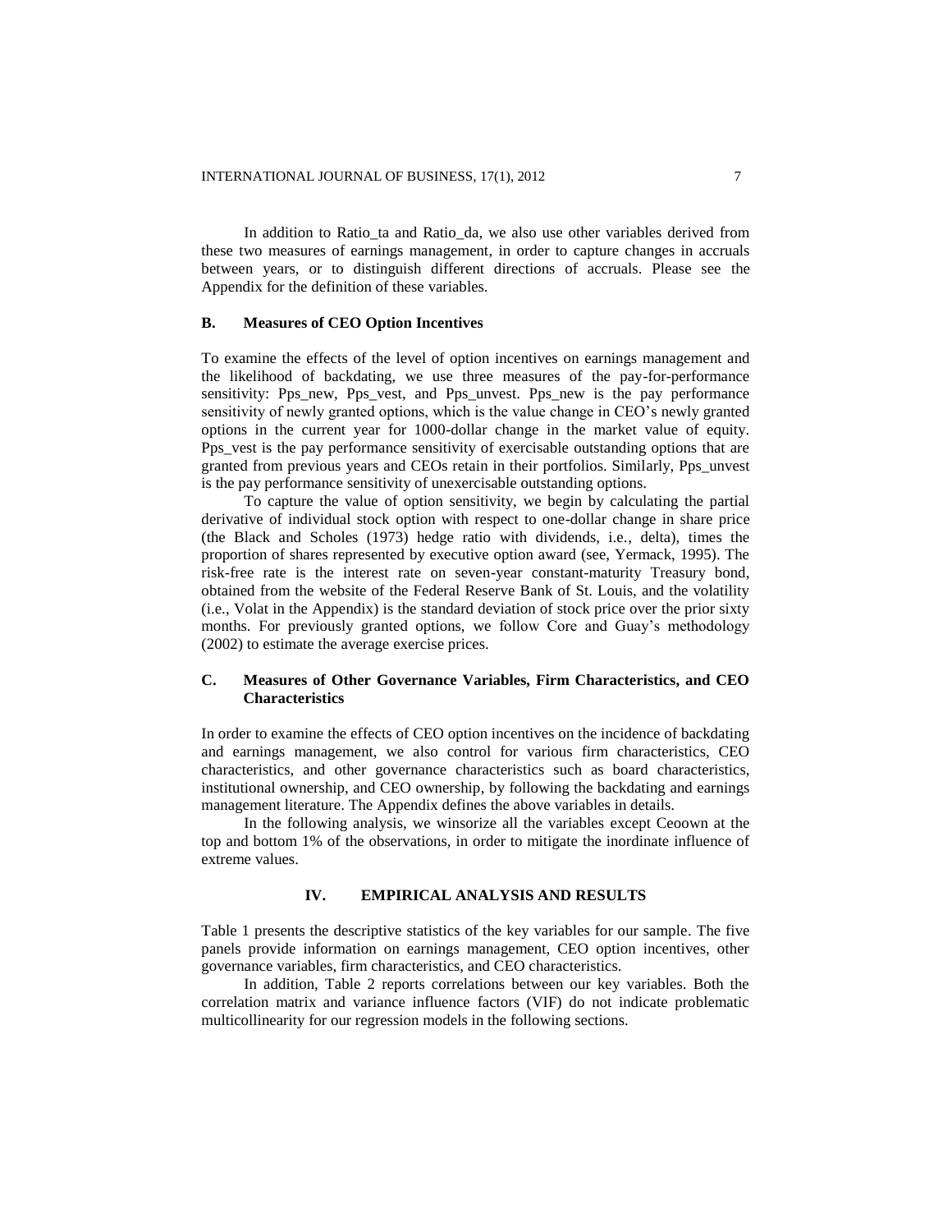In addition to Ratio_ta and Ratio_da, we also use other variables derived from these two measures of earnings management, in order to capture changes in accruals between years, or to distinguish different directions of accruals. Please see the Appendix for the definition of these variables.

### B. Measures of CEO Option Incentives

To examine the effects of the level of option incentives on earnings management and the likelihood of backdating, we use three measures of the pay-for-performance sensitivity: Pps_new, Pps_vest, and Pps_unvest. Pps_new is the pay performance sensitivity of newly granted options, which is the value change in CEO's newly granted options in the current year for 1000-dollar change in the market value of equity. Pps_vest is the pay performance sensitivity of exercisable outstanding options that are granted from previous years and CEOs retain in their portfolios. Similarly, Pps_unvest is the pay performance sensitivity of unexercisable outstanding options.

To capture the value of option sensitivity, we begin by calculating the partial derivative of individual stock option with respect to one-dollar change in share price (the Black and Scholes (1973) hedge ratio with dividends, i.e., delta), times the proportion of shares represented by executive option award (see, Yermack, 1995). The risk-free rate is the interest rate on seven-year constant-maturity Treasury bond, obtained from the website of the Federal Reserve Bank of St. Louis, and the volatility (i.e., Volat in the Appendix) is the standard deviation of stock price over the prior sixty months. For previously granted options, we follow Core and Guay's methodology (2002) to estimate the average exercise prices.

### C. Measures of Other Governance Variables, Firm Characteristics, and CEO Characteristics

In order to examine the effects of CEO option incentives on the incidence of backdating and earnings management, we also control for various firm characteristics, CEO characteristics, and other governance characteristics such as board characteristics, institutional ownership, and CEO ownership, by following the backdating and earnings management literature. The Appendix defines the above variables in details.

In the following analysis, we winsorize all the variables except Ceoown at the top and bottom 1% of the observations, in order to mitigate the inordinate influence of extreme values.

## IV. EMPIRICAL ANALYSIS AND RESULTS

Table 1 presents the descriptive statistics of the key variables for our sample. The five panels provide information on earnings management, CEO option incentives, other governance variables, firm characteristics, and CEO characteristics.

In addition, Table 2 reports correlations between our key variables. Both the correlation matrix and variance influence factors (VIF) do not indicate problematic multicollinearity for our regression models in the following sections.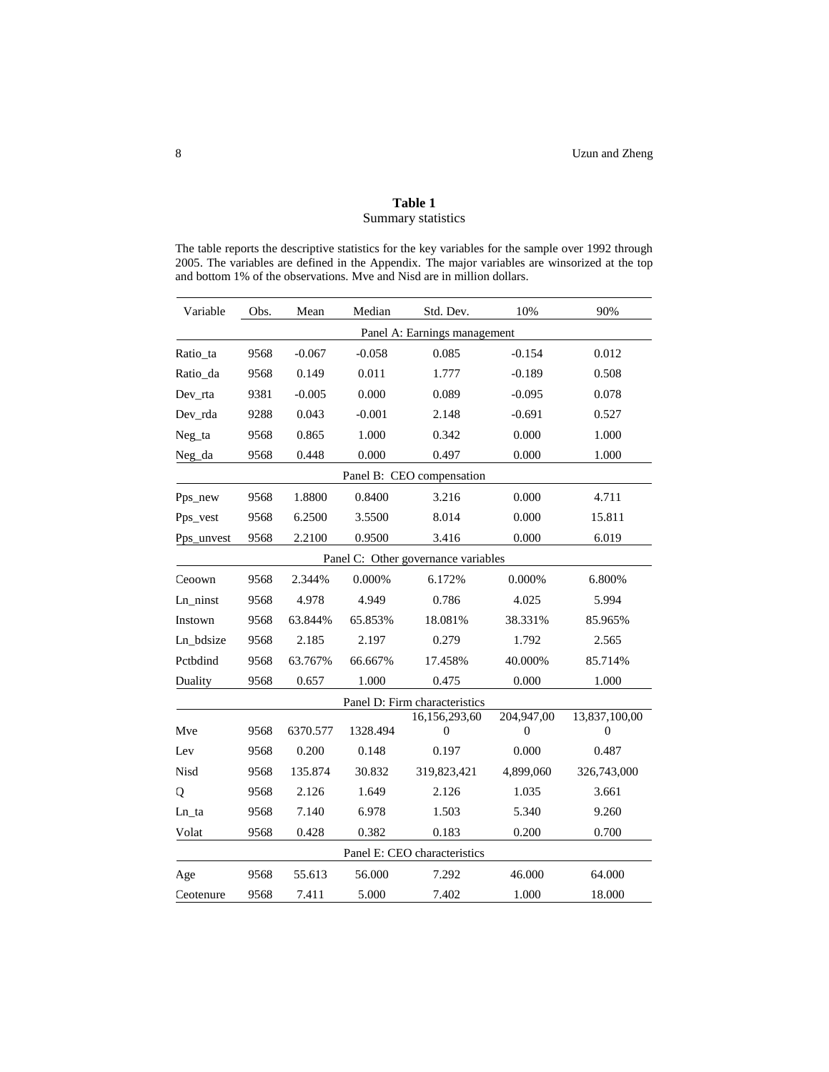**Table 1**

Summary statistics

The table reports the descriptive statistics for the key variables for the sample over 1992 through 2005. The variables are defined in the Appendix. The major variables are winsorized at the top and bottom 1% of the observations. Mve and Nisd are in million dollars.

| Variable | Obs. | Mean | Median | Std. Dev. | 10% | 90% |
|---|---|---|---|---|---|---|
| | | | Panel A: Earnings management | | | |
| Ratio_ta | 9568 | -0.067 | -0.058 | 0.085 | -0.154 | 0.012 |
| Ratio_da | 9568 | 0.149 | 0.011 | 1.777 | -0.189 | 0.508 |
| Dev_rta | 9381 | -0.005 | 0.000 | 0.089 | -0.095 | 0.078 |
| Dev_rda | 9288 | 0.043 | -0.001 | 2.148 | -0.691 | 0.527 |
| Neg_ta | 9568 | 0.865 | 1.000 | 0.342 | 0.000 | 1.000 |
| Neg_da | 9568 | 0.448 | 0.000 | 0.497 | 0.000 | 1.000 |
| | | | Panel B: CEO compensation | | | |
| Pps_new | 9568 | 1.8800 | 0.8400 | 3.216 | 0.000 | 4.711 |
| Pps_vest | 9568 | 6.2500 | 3.5500 | 8.014 | 0.000 | 15.811 |
| Pps_unvest | 9568 | 2.2100 | 0.9500 | 3.416 | 0.000 | 6.019 |
| | | | Panel C: Other governance variables | | | |
| Ceoown | 9568 | 2.344% | 0.000% | 6.172% | 0.000% | 6.800% |
| Ln_ninst | 9568 | 4.978 | 4.949 | 0.786 | 4.025 | 5.994 |
| Instown | 9568 | 63.844% | 65.853% | 18.081% | 38.331% | 85.965% |
| Ln_bdsize | 9568 | 2.185 | 2.197 | 0.279 | 1.792 | 2.565 |
| Pctbdind | 9568 | 63.767% | 66.667% | 17.458% | 40.000% | 85.714% |
| Duality | 9568 | 0.657 | 1.000 | 0.475 | 0.000 | 1.000 |
| | | | Panel D: Firm characteristics | | | |
| Mve | 9568 | 6370.577 | 1328.494 | 16,156,293,600 | 204,947,000 | 13,837,100,000 |
| Lev | 9568 | 0.200 | 0.148 | 0.197 | 0.000 | 0.487 |
| Nisd | 9568 | 135.874 | 30.832 | 319,823,421 | 4,899,060 | 326,743,000 |
| Q | 9568 | 2.126 | 1.649 | 2.126 | 1.035 | 3.661 |
| Ln_ta | 9568 | 7.140 | 6.978 | 1.503 | 5.340 | 9.260 |
| Volat | 9568 | 0.428 | 0.382 | 0.183 | 0.200 | 0.700 |
| | | | Panel E: CEO characteristics | | | |
| Age | 9568 | 55.613 | 56.000 | 7.292 | 46.000 | 64.000 |
| Ceotenure | 9568 | 7.411 | 5.000 | 7.402 | 1.000 | 18.000 |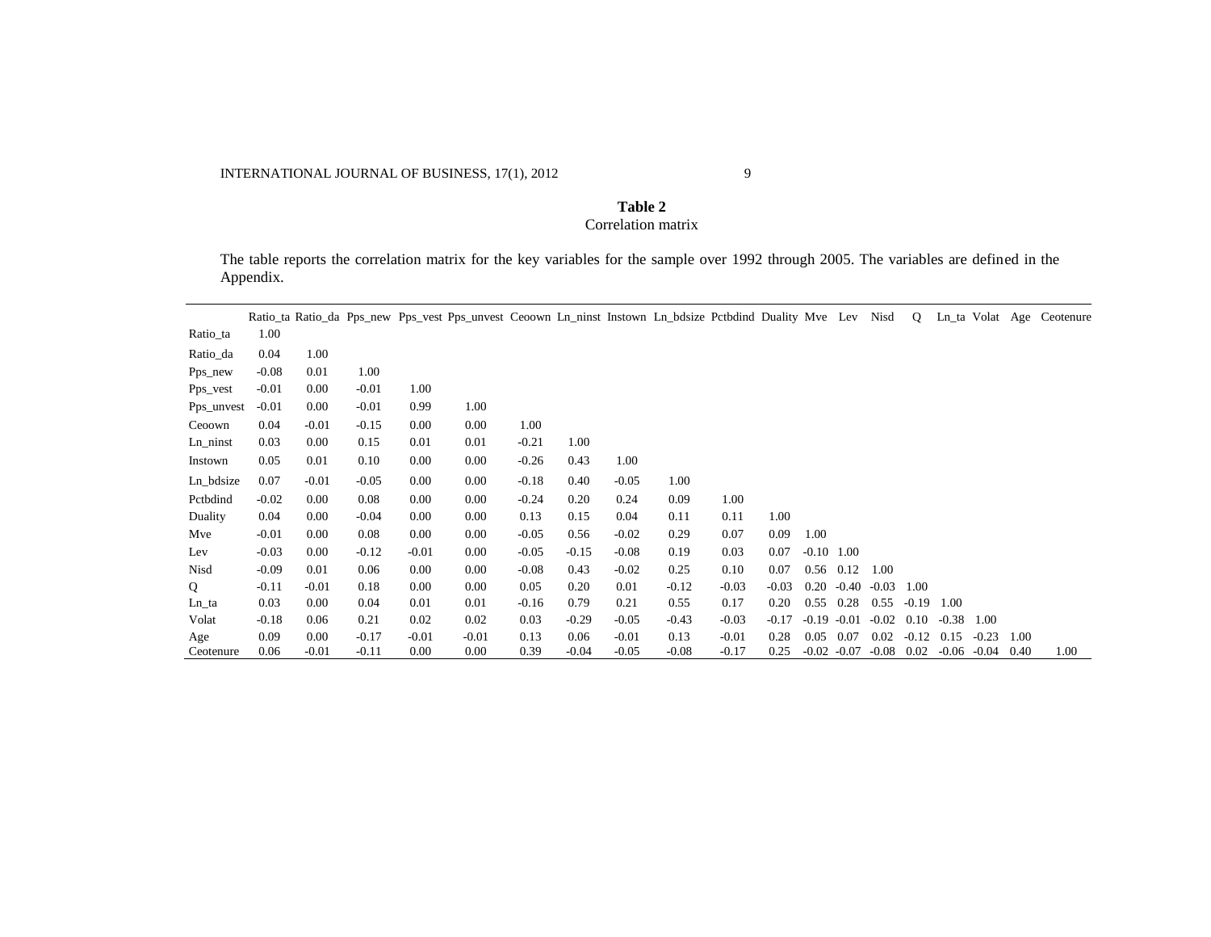**Table 2**
Correlation matrix

The table reports the correlation matrix for the key variables for the sample over 1992 through 2005. The variables are defined in the Appendix.

| | Ratio_ta | Ratio_da | Pps_new | Pps_vest | Pps_unvest | Ceoown | Ln_ninst | Instown | Ln_bdsize | Pctbdind | Duality | Mve | Lev | Nisd | Q | Ln_ta | Volat | Age | Ceotenure |
|---|---|---|---|---|---|---|---|---|---|---|---|---|---|---|---|---|---|---|---|
| Ratio_ta | 1.00 | | | | | | | | | | | | | | | | | | |
| Ratio_da | 0.04 | 1.00 | | | | | | | | | | | | | | | | | |
| Pps_new | -0.08 | 0.01 | 1.00 | | | | | | | | | | | | | | | | |
| Pps_vest | -0.01 | 0.00 | -0.01 | 1.00 | | | | | | | | | | | | | | | |
| Pps_unvest | -0.01 | 0.00 | -0.01 | 0.99 | 1.00 | | | | | | | | | | | | | | |
| Ceoown | 0.04 | -0.01 | -0.15 | 0.00 | 0.00 | 1.00 | | | | | | | | | | | | | |
| Ln_ninst | 0.03 | 0.00 | 0.15 | 0.01 | 0.01 | -0.21 | 1.00 | | | | | | | | | | | | |
| Instown | 0.05 | 0.01 | 0.10 | 0.00 | 0.00 | -0.26 | 0.43 | 1.00 | | | | | | | | | | | |
| Ln_bdsize | 0.07 | -0.01 | -0.05 | 0.00 | 0.00 | -0.18 | 0.40 | -0.05 | 1.00 | | | | | | | | | | |
| Pctbdind | -0.02 | 0.00 | 0.08 | 0.00 | 0.00 | -0.24 | 0.20 | 0.24 | 0.09 | 1.00 | | | | | | | | | |
| Duality | 0.04 | 0.00 | -0.04 | 0.00 | 0.00 | 0.13 | 0.15 | 0.04 | 0.11 | 0.11 | 1.00 | | | | | | | | |
| Mve | -0.01 | 0.00 | 0.08 | 0.00 | 0.00 | -0.05 | 0.56 | -0.02 | 0.29 | 0.07 | 0.09 | 1.00 | | | | | | | |
| Lev | -0.03 | 0.00 | -0.12 | -0.01 | 0.00 | -0.05 | -0.15 | -0.08 | 0.19 | 0.03 | 0.07 | -0.10 | 1.00 | | | | | | |
| Nisd | -0.09 | 0.01 | 0.06 | 0.00 | 0.00 | -0.08 | 0.43 | -0.02 | 0.25 | 0.10 | 0.07 | 0.56 | 0.12 | 1.00 | | | | | |
| Q | -0.11 | -0.01 | 0.18 | 0.00 | 0.00 | 0.05 | 0.20 | 0.01 | -0.12 | -0.03 | -0.03 | 0.20 | -0.40 | -0.03 | 1.00 | | | | |
| Ln_ta | 0.03 | 0.00 | 0.04 | 0.01 | 0.01 | -0.16 | 0.79 | 0.21 | 0.55 | 0.17 | 0.20 | 0.55 | 0.28 | 0.55 | -0.19 | 1.00 | | | |
| Volat | -0.18 | 0.06 | 0.21 | 0.02 | 0.02 | 0.03 | -0.29 | -0.05 | -0.43 | -0.03 | -0.17 | -0.19 | -0.01 | -0.02 | 0.10 | -0.38 | 1.00 | | |
| Age | 0.09 | 0.00 | -0.17 | -0.01 | -0.01 | 0.13 | 0.06 | -0.01 | 0.13 | -0.01 | 0.28 | 0.05 | 0.07 | 0.02 | -0.12 | 0.15 | -0.23 | 1.00 | |
| Ceotenure | 0.06 | -0.01 | -0.11 | 0.00 | 0.00 | 0.39 | -0.04 | -0.05 | -0.08 | -0.17 | 0.25 | -0.02 | -0.07 | -0.08 | 0.02 | -0.06 | -0.04 | 0.40 | 1.00 |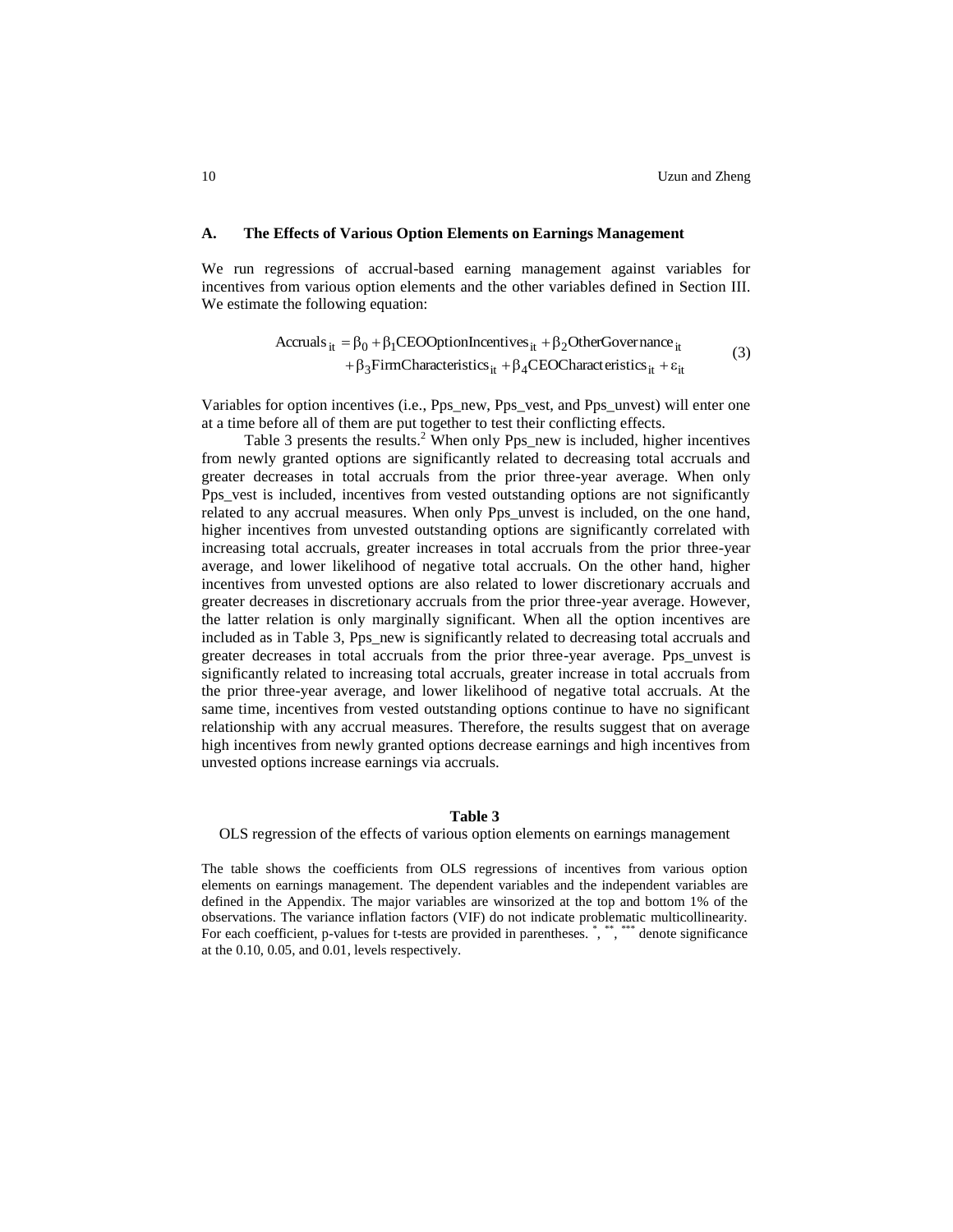### A. The Effects of Various Option Elements on Earnings Management

We run regressions of accrual-based earning management against variables for incentives from various option elements and the other variables defined in Section III. We estimate the following equation:

$$\begin{aligned}\text{Accruals}_{it} = \beta_0 + \beta_1\text{CEOOptionIncentives}_{it} + \beta_2\text{OtherGovernance}_{it} \\ + \beta_3\text{FirmCharacteristics}_{it} + \beta_4\text{CEOCharacteristics}_{it} + \varepsilon_{it}\end{aligned} \tag{3}$$

Variables for option incentives (i.e., Pps_new, Pps_vest, and Pps_unvest) will enter one at a time before all of them are put together to test their conflicting effects.

Table 3 presents the results.[2] When only Pps_new is included, higher incentives from newly granted options are significantly related to decreasing total accruals and greater decreases in total accruals from the prior three-year average. When only Pps_vest is included, incentives from vested outstanding options are not significantly related to any accrual measures. When only Pps_unvest is included, on the one hand, higher incentives from unvested outstanding options are significantly correlated with increasing total accruals, greater increases in total accruals from the prior three-year average, and lower likelihood of negative total accruals. On the other hand, higher incentives from unvested options are also related to lower discretionary accruals and greater decreases in discretionary accruals from the prior three-year average. However, the latter relation is only marginally significant. When all the option incentives are included as in Table 3, Pps_new is significantly related to decreasing total accruals and greater decreases in total accruals from the prior three-year average. Pps_unvest is significantly related to increasing total accruals, greater increase in total accruals from the prior three-year average, and lower likelihood of negative total accruals. At the same time, incentives from vested outstanding options continue to have no significant relationship with any accrual measures. Therefore, the results suggest that on average high incentives from newly granted options decrease earnings and high incentives from unvested options increase earnings via accruals.

**Table 3**

OLS regression of the effects of various option elements on earnings management

The table shows the coefficients from OLS regressions of incentives from various option elements on earnings management. The dependent variables and the independent variables are defined in the Appendix. The major variables are winsorized at the top and bottom 1% of the observations. The variance inflation factors (VIF) do not indicate problematic multicollinearity. For each coefficient, p-values for t-tests are provided in parentheses. *, **, *** denote significance at the 0.10, 0.05, and 0.01, levels respectively.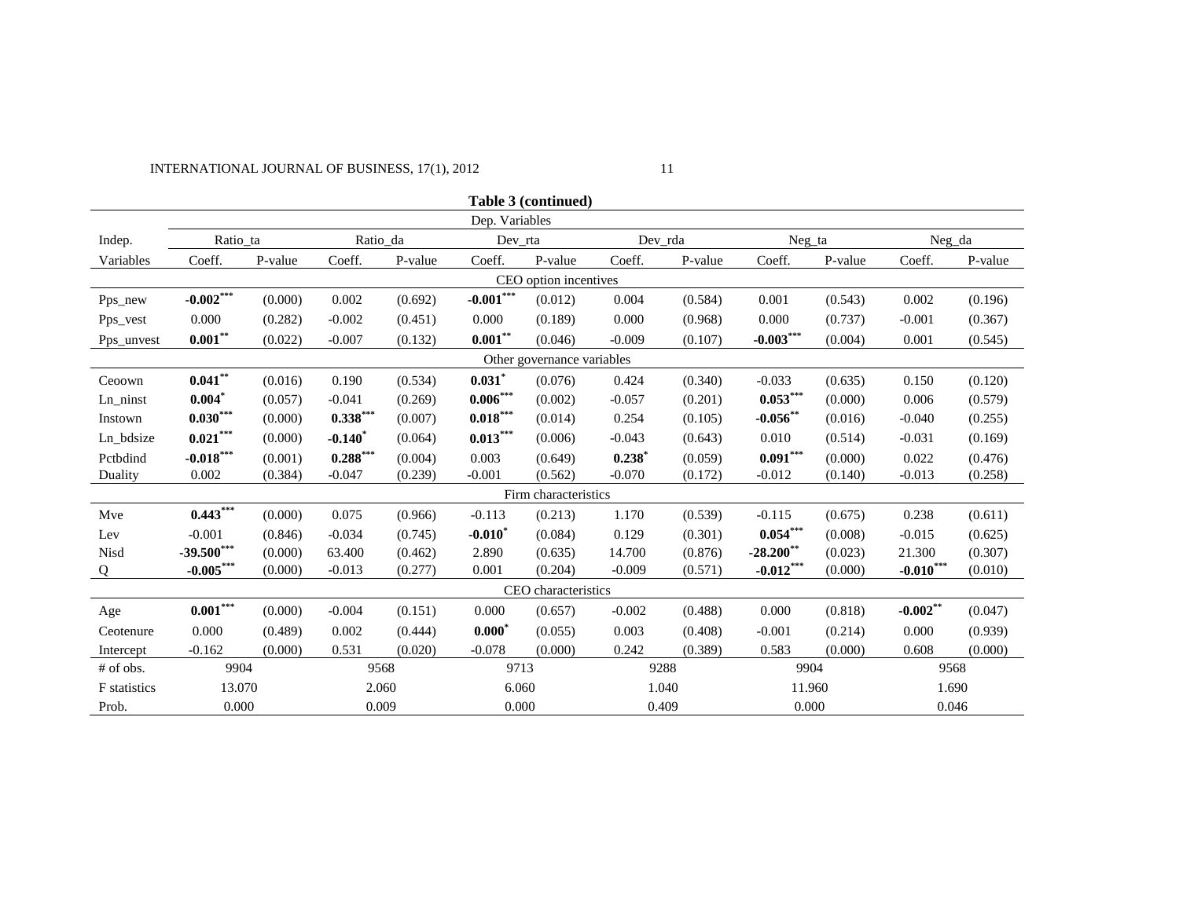**Table 3 (continued)**

| Indep. | Dep. Variables | | | | | | | | | | | |
|---|---|---|---|---|---|---|---|---|---|---|---|---|
| | Ratio_ta | | Ratio_da | | Dev_rta | | Dev_rda | | Neg_ta | | Neg_da | |
| Variables | Coeff. | P-value | Coeff. | P-value | Coeff. | P-value | Coeff. | P-value | Coeff. | P-value | Coeff. | P-value |
| **CEO option incentives** | | | | | | | | | | | | |
| Pps_new | **-0.002*****| (0.000) | 0.002 | (0.692) | **-0.001***** | (0.012) | 0.004 | (0.584) | 0.001 | (0.543) | 0.002 | (0.196) |
| Pps_vest | 0.000 | (0.282) | -0.002 | (0.451) | 0.000 | (0.189) | 0.000 | (0.968) | 0.000 | (0.737) | -0.001 | (0.367) |
| Pps_unvest | **0.001**** | (0.022) | -0.007 | (0.132) | **0.001**** | (0.046) | -0.009 | (0.107) | **-0.003***** | (0.004) | 0.001 | (0.545) |
| **Other governance variables** | | | | | | | | | | | | |
| Ceoown | **0.041**** | (0.016) | 0.190 | (0.534) | **0.031*** | (0.076) | 0.424 | (0.340) | -0.033 | (0.635) | 0.150 | (0.120) |
| Ln_ninst | **0.004*** | (0.057) | -0.041 | (0.269) | **0.006***** | (0.002) | -0.057 | (0.201) | **0.053***** | (0.000) | 0.006 | (0.579) |
| Instown | **0.030***** | (0.000) | **0.338***** | (0.007) | **0.018***** | (0.014) | 0.254 | (0.105) | **-0.056**** | (0.016) | -0.040 | (0.255) |
| Ln_bdsize | **0.021***** | (0.000) | **-0.140*** | (0.064) | **0.013***** | (0.006) | -0.043 | (0.643) | 0.010 | (0.514) | -0.031 | (0.169) |
| Pctbdind | **-0.018***** | (0.001) | **0.288***** | (0.004) | 0.003 | (0.649) | **0.238*** | (0.059) | **0.091***** | (0.000) | 0.022 | (0.476) |
| Duality | 0.002 | (0.384) | -0.047 | (0.239) | -0.001 | (0.562) | -0.070 | (0.172) | -0.012 | (0.140) | -0.013 | (0.258) |
| **Firm characteristics** | | | | | | | | | | | | |
| Mve | **0.443***** | (0.000) | 0.075 | (0.966) | -0.113 | (0.213) | 1.170 | (0.539) | -0.115 | (0.675) | 0.238 | (0.611) |
| Lev | -0.001 | (0.846) | -0.034 | (0.745) | **-0.010*** | (0.084) | 0.129 | (0.301) | **0.054***** | (0.008) | -0.015 | (0.625) |
| Nisd | **-39.500***** | (0.000) | 63.400 | (0.462) | 2.890 | (0.635) | 14.700 | (0.876) | **-28.200**** | (0.023) | 21.300 | (0.307) |
| Q | **-0.005***** | (0.000) | -0.013 | (0.277) | 0.001 | (0.204) | -0.009 | (0.571) | **-0.012***** | (0.000) | **-0.010***** | (0.010) |
| **CEO characteristics** | | | | | | | | | | | | |
| Age | **0.001***** | (0.000) | -0.004 | (0.151) | 0.000 | (0.657) | -0.002 | (0.488) | 0.000 | (0.818) | **-0.002**** | (0.047) |
| Ceotenure | 0.000 | (0.489) | 0.002 | (0.444) | **0.000*** | (0.055) | 0.003 | (0.408) | -0.001 | (0.214) | 0.000 | (0.939) |
| Intercept | -0.162 | (0.000) | 0.531 | (0.020) | -0.078 | (0.000) | 0.242 | (0.389) | 0.583 | (0.000) | 0.608 | (0.000) |
| # of obs. | 9904 | | 9568 | | 9713 | | 9288 | | 9904 | | 9568 | |
| F statistics | 13.070 | | 2.060 | | 6.060 | | 1.040 | | 11.960 | | 1.690 | |
| Prob. | 0.000 | | 0.009 | | 0.000 | | 0.409 | | 0.000 | | 0.046 | |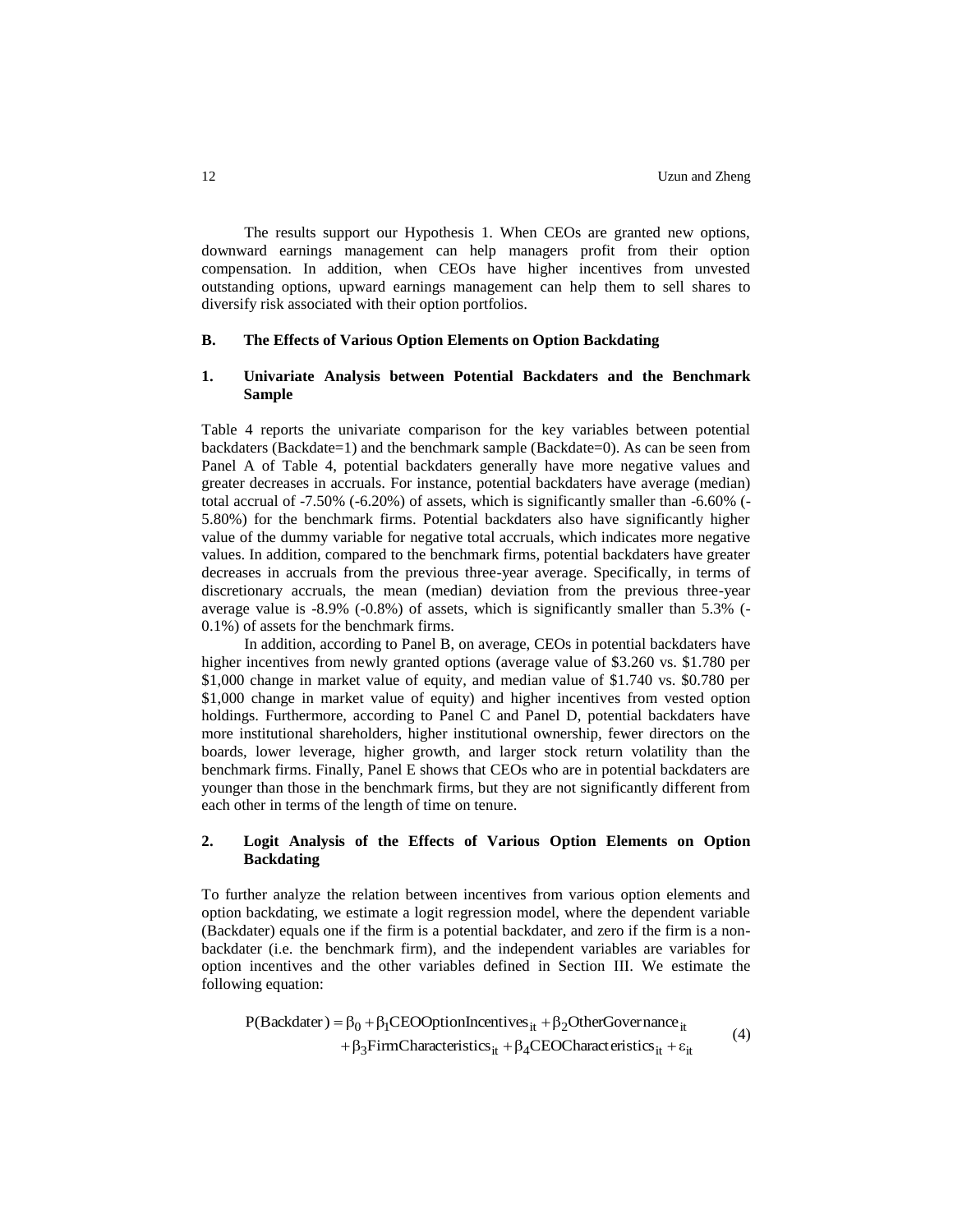The results support our Hypothesis 1. When CEOs are granted new options, downward earnings management can help managers profit from their option compensation. In addition, when CEOs have higher incentives from unvested outstanding options, upward earnings management can help them to sell shares to diversify risk associated with their option portfolios.

### B. The Effects of Various Option Elements on Option Backdating

#### 1. Univariate Analysis between Potential Backdaters and the Benchmark Sample

Table 4 reports the univariate comparison for the key variables between potential backdaters (Backdate=1) and the benchmark sample (Backdate=0). As can be seen from Panel A of Table 4, potential backdaters generally have more negative values and greater decreases in accruals. For instance, potential backdaters have average (median) total accrual of -7.50% (-6.20%) of assets, which is significantly smaller than -6.60% (-5.80%) for the benchmark firms. Potential backdaters also have significantly higher value of the dummy variable for negative total accruals, which indicates more negative values. In addition, compared to the benchmark firms, potential backdaters have greater decreases in accruals from the previous three-year average. Specifically, in terms of discretionary accruals, the mean (median) deviation from the previous three-year average value is -8.9% (-0.8%) of assets, which is significantly smaller than 5.3% (-0.1%) of assets for the benchmark firms.

In addition, according to Panel B, on average, CEOs in potential backdaters have higher incentives from newly granted options (average value of \$3.260 vs. \$1.780 per \$1,000 change in market value of equity, and median value of \$1.740 vs. \$0.780 per \$1,000 change in market value of equity) and higher incentives from vested option holdings. Furthermore, according to Panel C and Panel D, potential backdaters have more institutional shareholders, higher institutional ownership, fewer directors on the boards, lower leverage, higher growth, and larger stock return volatility than the benchmark firms. Finally, Panel E shows that CEOs who are in potential backdaters are younger than those in the benchmark firms, but they are not significantly different from each other in terms of the length of time on tenure.

#### 2. Logit Analysis of the Effects of Various Option Elements on Option Backdating

To further analyze the relation between incentives from various option elements and option backdating, we estimate a logit regression model, where the dependent variable (Backdater) equals one if the firm is a potential backdater, and zero if the firm is a non-backdater (i.e. the benchmark firm), and the independent variables are variables for option incentives and the other variables defined in Section III. We estimate the following equation:

$$
\begin{aligned}
P(\text{Backdater}) = \beta_0 + \beta_1 \text{CEOOptionIncentives}_{it} + \beta_2 \text{OtherGovernance}_{it} \\
+ \beta_3 \text{FirmCharacteristics}_{it} + \beta_4 \text{CEOCharacteristics}_{it} + \varepsilon_{it}
\end{aligned}
\tag{4}
$$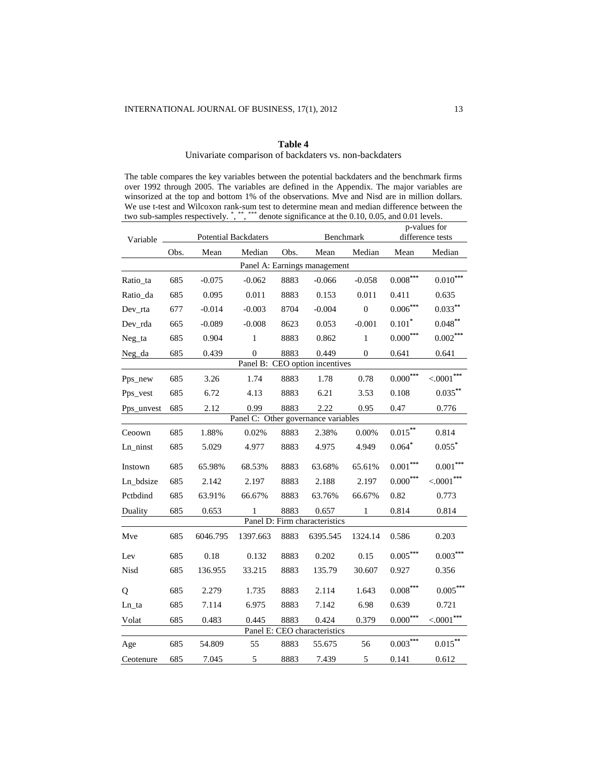**Table 4**

Univariate comparison of backdaters vs. non-backdaters

The table compares the key variables between the potential backdaters and the benchmark firms over 1992 through 2005. The variables are defined in the Appendix. The major variables are winsorized at the top and bottom 1% of the observations. Mve and Nisd are in million dollars. We use t-test and Wilcoxon rank-sum test to determine mean and median difference between the two sub-samples respectively. *, **, *** denote significance at the 0.10, 0.05, and 0.01 levels.

| Variable | Potential Backdaters | | | Benchmark | | | p-values for difference tests | |
|---|---|---|---|---|---|---|---|---|
| | Obs. | Mean | Median | Obs. | Mean | Median | Mean | Median |
| **Panel A: Earnings management** | | | | | | | | |
| Ratio_ta | 685 | -0.075 | -0.062 | 8883 | -0.066 | -0.058 | 0.008*** | 0.010*** |
| Ratio_da | 685 | 0.095 | 0.011 | 8883 | 0.153 | 0.011 | 0.411 | 0.635 |
| Dev_rta | 677 | -0.014 | -0.003 | 8704 | -0.004 | 0 | 0.006*** | 0.033** |
| Dev_rda | 665 | -0.089 | -0.008 | 8623 | 0.053 | -0.001 | 0.101* | 0.048** |
| Neg_ta | 685 | 0.904 | 1 | 8883 | 0.862 | 1 | 0.000*** | 0.002*** |
| Neg_da | 685 | 0.439 | 0 | 8883 | 0.449 | 0 | 0.641 | 0.641 |
| **Panel B: CEO option incentives** | | | | | | | | |
| Pps_new | 685 | 3.26 | 1.74 | 8883 | 1.78 | 0.78 | 0.000*** | <.0001*** |
| Pps_vest | 685 | 6.72 | 4.13 | 8883 | 6.21 | 3.53 | 0.108 | 0.035** |
| Pps_unvest | 685 | 2.12 | 0.99 | 8883 | 2.22 | 0.95 | 0.47 | 0.776 |
| **Panel C: Other governance variables** | | | | | | | | |
| Ceoown | 685 | 1.88% | 0.02% | 8883 | 2.38% | 0.00% | 0.015** | 0.814 |
| Ln_ninst | 685 | 5.029 | 4.977 | 8883 | 4.975 | 4.949 | 0.064* | 0.055* |
| Instown | 685 | 65.98% | 68.53% | 8883 | 63.68% | 65.61% | 0.001*** | 0.001*** |
| Ln_bdsize | 685 | 2.142 | 2.197 | 8883 | 2.188 | 2.197 | 0.000*** | <.0001*** |
| Pctbdind | 685 | 63.91% | 66.67% | 8883 | 63.76% | 66.67% | 0.82 | 0.773 |
| Duality | 685 | 0.653 | 1 | 8883 | 0.657 | 1 | 0.814 | 0.814 |
| **Panel D: Firm characteristics** | | | | | | | | |
| Mve | 685 | 6046.795 | 1397.663 | 8883 | 6395.545 | 1324.14 | 0.586 | 0.203 |
| Lev | 685 | 0.18 | 0.132 | 8883 | 0.202 | 0.15 | 0.005*** | 0.003*** |
| Nisd | 685 | 136.955 | 33.215 | 8883 | 135.79 | 30.607 | 0.927 | 0.356 |
| Q | 685 | 2.279 | 1.735 | 8883 | 2.114 | 1.643 | 0.008*** | 0.005*** |
| Ln_ta | 685 | 7.114 | 6.975 | 8883 | 7.142 | 6.98 | 0.639 | 0.721 |
| Volat | 685 | 0.483 | 0.445 | 8883 | 0.424 | 0.379 | 0.000*** | <.0001*** |
| **Panel E: CEO characteristics** | | | | | | | | |
| Age | 685 | 54.809 | 55 | 8883 | 55.675 | 56 | 0.003*** | 0.015** |
| Ceotenure | 685 | 7.045 | 5 | 8883 | 7.439 | 5 | 0.141 | 0.612 |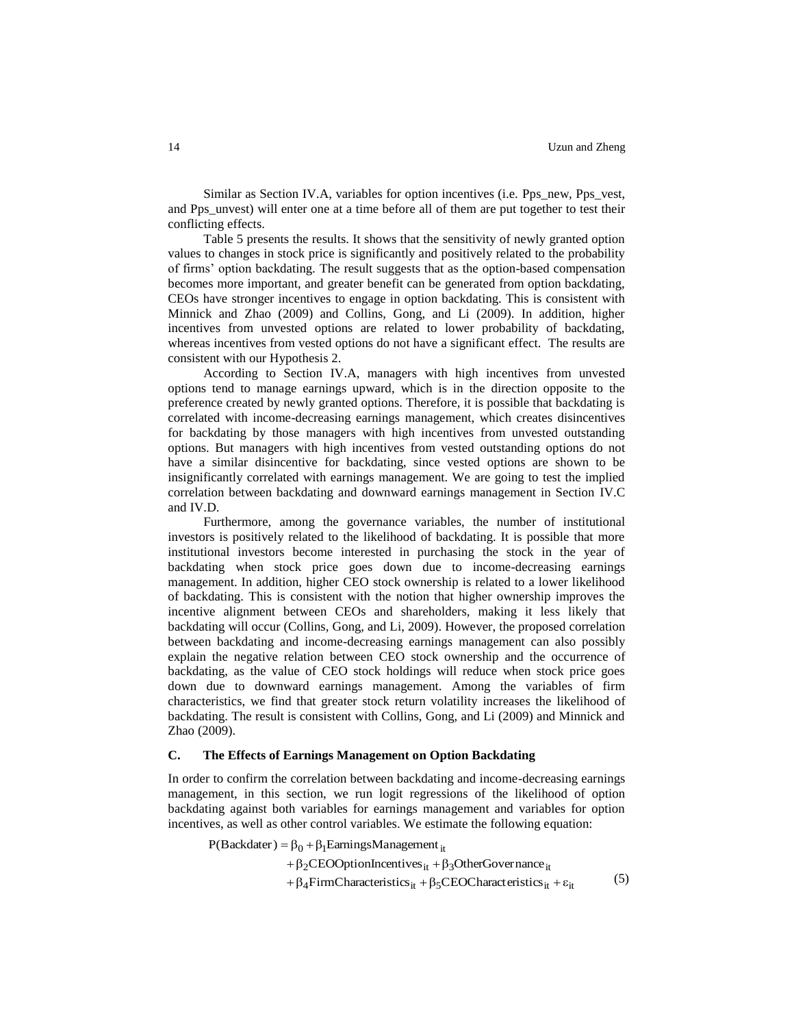Similar as Section IV.A, variables for option incentives (i.e. Pps_new, Pps_vest, and Pps_unvest) will enter one at a time before all of them are put together to test their conflicting effects.

Table 5 presents the results. It shows that the sensitivity of newly granted option values to changes in stock price is significantly and positively related to the probability of firms' option backdating. The result suggests that as the option-based compensation becomes more important, and greater benefit can be generated from option backdating, CEOs have stronger incentives to engage in option backdating. This is consistent with Minnick and Zhao (2009) and Collins, Gong, and Li (2009). In addition, higher incentives from unvested options are related to lower probability of backdating, whereas incentives from vested options do not have a significant effect. The results are consistent with our Hypothesis 2.

According to Section IV.A, managers with high incentives from unvested options tend to manage earnings upward, which is in the direction opposite to the preference created by newly granted options. Therefore, it is possible that backdating is correlated with income-decreasing earnings management, which creates disincentives for backdating by those managers with high incentives from unvested outstanding options. But managers with high incentives from vested outstanding options do not have a similar disincentive for backdating, since vested options are shown to be insignificantly correlated with earnings management. We are going to test the implied correlation between backdating and downward earnings management in Section IV.C and IV.D.

Furthermore, among the governance variables, the number of institutional investors is positively related to the likelihood of backdating. It is possible that more institutional investors become interested in purchasing the stock in the year of backdating when stock price goes down due to income-decreasing earnings management. In addition, higher CEO stock ownership is related to a lower likelihood of backdating. This is consistent with the notion that higher ownership improves the incentive alignment between CEOs and shareholders, making it less likely that backdating will occur (Collins, Gong, and Li, 2009). However, the proposed correlation between backdating and income-decreasing earnings management can also possibly explain the negative relation between CEO stock ownership and the occurrence of backdating, as the value of CEO stock holdings will reduce when stock price goes down due to downward earnings management. Among the variables of firm characteristics, we find that greater stock return volatility increases the likelihood of backdating. The result is consistent with Collins, Gong, and Li (2009) and Minnick and Zhao (2009).

## C. The Effects of Earnings Management on Option Backdating

In order to confirm the correlation between backdating and income-decreasing earnings management, in this section, we run logit regressions of the likelihood of option backdating against both variables for earnings management and variables for option incentives, as well as other control variables. We estimate the following equation:

$$
\begin{aligned}
P(\text{Backdater}) = \beta_0 &+ \beta_1 \text{EarningsManagement}_{it} \\
&+ \beta_2 \text{CEOOptionIncentives}_{it} + \beta_3 \text{OtherGovernance}_{it} \\
&+ \beta_4 \text{FirmCharacteristics}_{it} + \beta_5 \text{CEOCharacteristics}_{it} + \varepsilon_{it} \qquad (5)
\end{aligned}
$$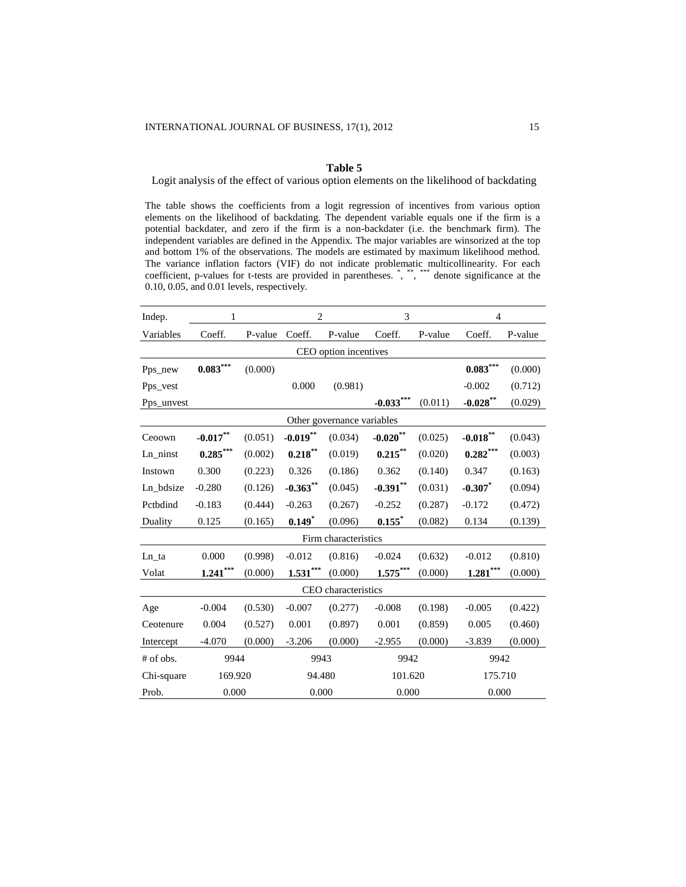**Table 5**

Logit analysis of the effect of various option elements on the likelihood of backdating

The table shows the coefficients from a logit regression of incentives from various option elements on the likelihood of backdating. The dependent variable equals one if the firm is a potential backdater, and zero if the firm is a non-backdater (i.e. the benchmark firm). The independent variables are defined in the Appendix. The major variables are winsorized at the top and bottom 1% of the observations. The models are estimated by maximum likelihood method. The variance inflation factors (VIF) do not indicate problematic multicollinearity. For each coefficient, p-values for t-tests are provided in parentheses. *, **, *** denote significance at the 0.10, 0.05, and 0.01 levels, respectively.

| Indep. | 1 | | 2 | | 3 | | 4 | |
|---|---|---|---|---|---|---|---|---|
| Variables | Coeff. | P-value | Coeff. | P-value | Coeff. | P-value | Coeff. | P-value |
| | | | | CEO option incentives | | | | |
| Pps_new | **0.083*** ** | (0.000) | | | | | **0.083*** ** | (0.000) |
| Pps_vest | | | 0.000 | (0.981) | | | -0.002 | (0.712) |
| Pps_unvest | | | | | **-0.033*** ** | (0.011) | **-0.028** ** | (0.029) |
| | | | | Other governance variables | | | | |
| Ceoown | **-0.017** ** | (0.051) | **-0.019** ** | (0.034) | **-0.020** ** | (0.025) | **-0.018** ** | (0.043) |
| Ln_ninst | **0.285*** ** | (0.002) | **0.218** ** | (0.019) | **0.215** ** | (0.020) | **0.282*** ** | (0.003) |
| Instown | 0.300 | (0.223) | 0.326 | (0.186) | 0.362 | (0.140) | 0.347 | (0.163) |
| Ln_bdsize | -0.280 | (0.126) | **-0.363** ** | (0.045) | **-0.391** ** | (0.031) | **-0.307* ** | (0.094) |
| Pctbdind | -0.183 | (0.444) | -0.263 | (0.267) | -0.252 | (0.287) | -0.172 | (0.472) |
| Duality | 0.125 | (0.165) | **0.149* ** | (0.096) | **0.155* ** | (0.082) | 0.134 | (0.139) |
| | | | | Firm characteristics | | | | |
| Ln_ta | 0.000 | (0.998) | -0.012 | (0.816) | -0.024 | (0.632) | -0.012 | (0.810) |
| Volat | **1.241*** ** | (0.000) | **1.531*** ** | (0.000) | **1.575*** ** | (0.000) | **1.281*** ** | (0.000) |
| | | | | CEO characteristics | | | | |
| Age | -0.004 | (0.530) | -0.007 | (0.277) | -0.008 | (0.198) | -0.005 | (0.422) |
| Ceotenure | 0.004 | (0.527) | 0.001 | (0.897) | 0.001 | (0.859) | 0.005 | (0.460) |
| Intercept | -4.070 | (0.000) | -3.206 | (0.000) | -2.955 | (0.000) | -3.839 | (0.000) |
| # of obs. | 9944 | | 9943 | | 9942 | | 9942 | |
| Chi-square | 169.920 | | 94.480 | | 101.620 | | 175.710 | |
| Prob. | 0.000 | | 0.000 | | 0.000 | | 0.000 | |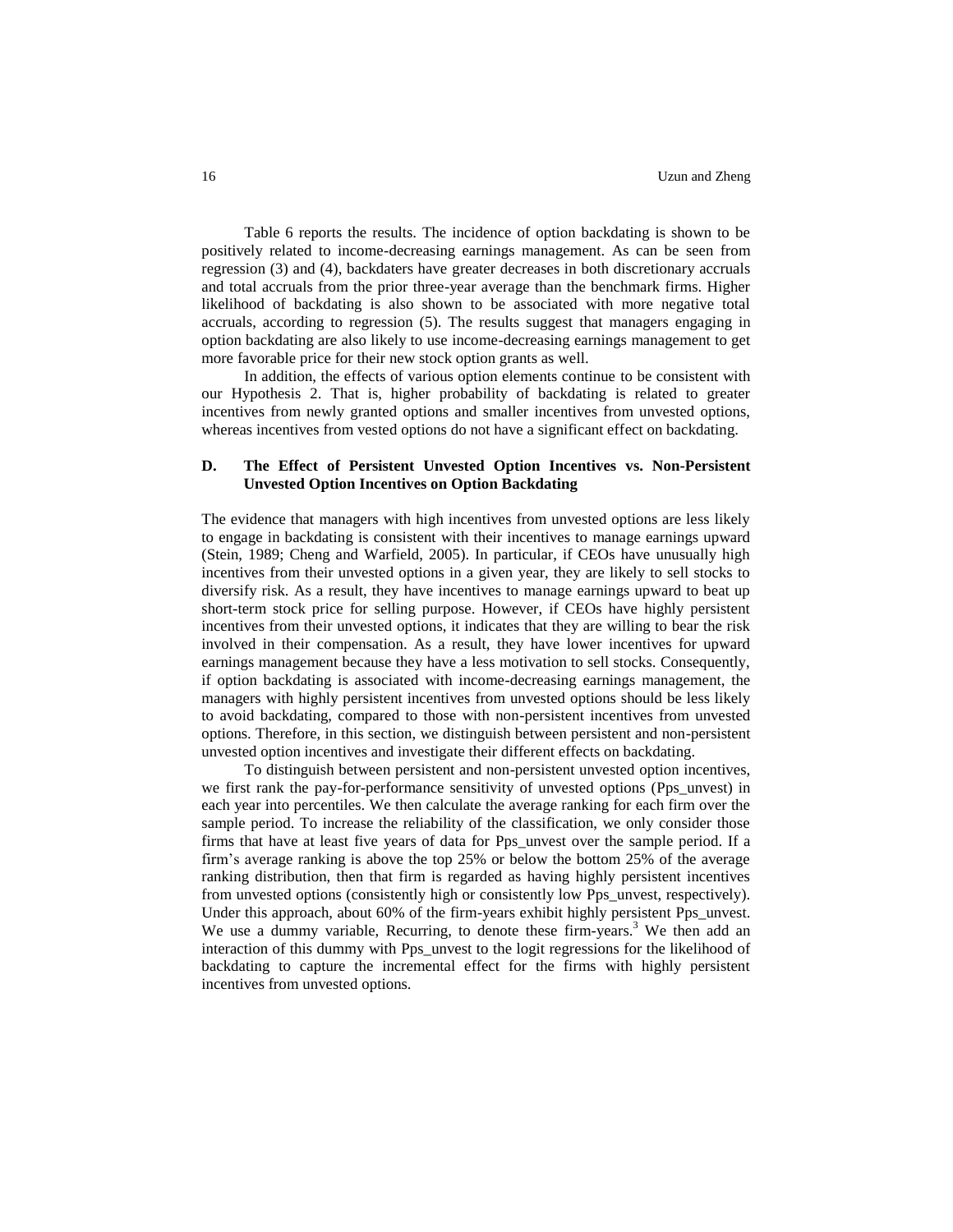Table 6 reports the results. The incidence of option backdating is shown to be positively related to income-decreasing earnings management. As can be seen from regression (3) and (4), backdaters have greater decreases in both discretionary accruals and total accruals from the prior three-year average than the benchmark firms. Higher likelihood of backdating is also shown to be associated with more negative total accruals, according to regression (5). The results suggest that managers engaging in option backdating are also likely to use income-decreasing earnings management to get more favorable price for their new stock option grants as well.

In addition, the effects of various option elements continue to be consistent with our Hypothesis 2. That is, higher probability of backdating is related to greater incentives from newly granted options and smaller incentives from unvested options, whereas incentives from vested options do not have a significant effect on backdating.

### D. The Effect of Persistent Unvested Option Incentives vs. Non-Persistent Unvested Option Incentives on Option Backdating

The evidence that managers with high incentives from unvested options are less likely to engage in backdating is consistent with their incentives to manage earnings upward (Stein, 1989; Cheng and Warfield, 2005). In particular, if CEOs have unusually high incentives from their unvested options in a given year, they are likely to sell stocks to diversify risk. As a result, they have incentives to manage earnings upward to beat up short-term stock price for selling purpose. However, if CEOs have highly persistent incentives from their unvested options, it indicates that they are willing to bear the risk involved in their compensation. As a result, they have lower incentives for upward earnings management because they have a less motivation to sell stocks. Consequently, if option backdating is associated with income-decreasing earnings management, the managers with highly persistent incentives from unvested options should be less likely to avoid backdating, compared to those with non-persistent incentives from unvested options. Therefore, in this section, we distinguish between persistent and non-persistent unvested option incentives and investigate their different effects on backdating.

To distinguish between persistent and non-persistent unvested option incentives, we first rank the pay-for-performance sensitivity of unvested options (Pps_unvest) in each year into percentiles. We then calculate the average ranking for each firm over the sample period. To increase the reliability of the classification, we only consider those firms that have at least five years of data for Pps_unvest over the sample period. If a firm's average ranking is above the top 25% or below the bottom 25% of the average ranking distribution, then that firm is regarded as having highly persistent incentives from unvested options (consistently high or consistently low Pps_unvest, respectively). Under this approach, about 60% of the firm-years exhibit highly persistent Pps_unvest. We use a dummy variable, Recurring, to denote these firm-years.[3] We then add an interaction of this dummy with Pps_unvest to the logit regressions for the likelihood of backdating to capture the incremental effect for the firms with highly persistent incentives from unvested options.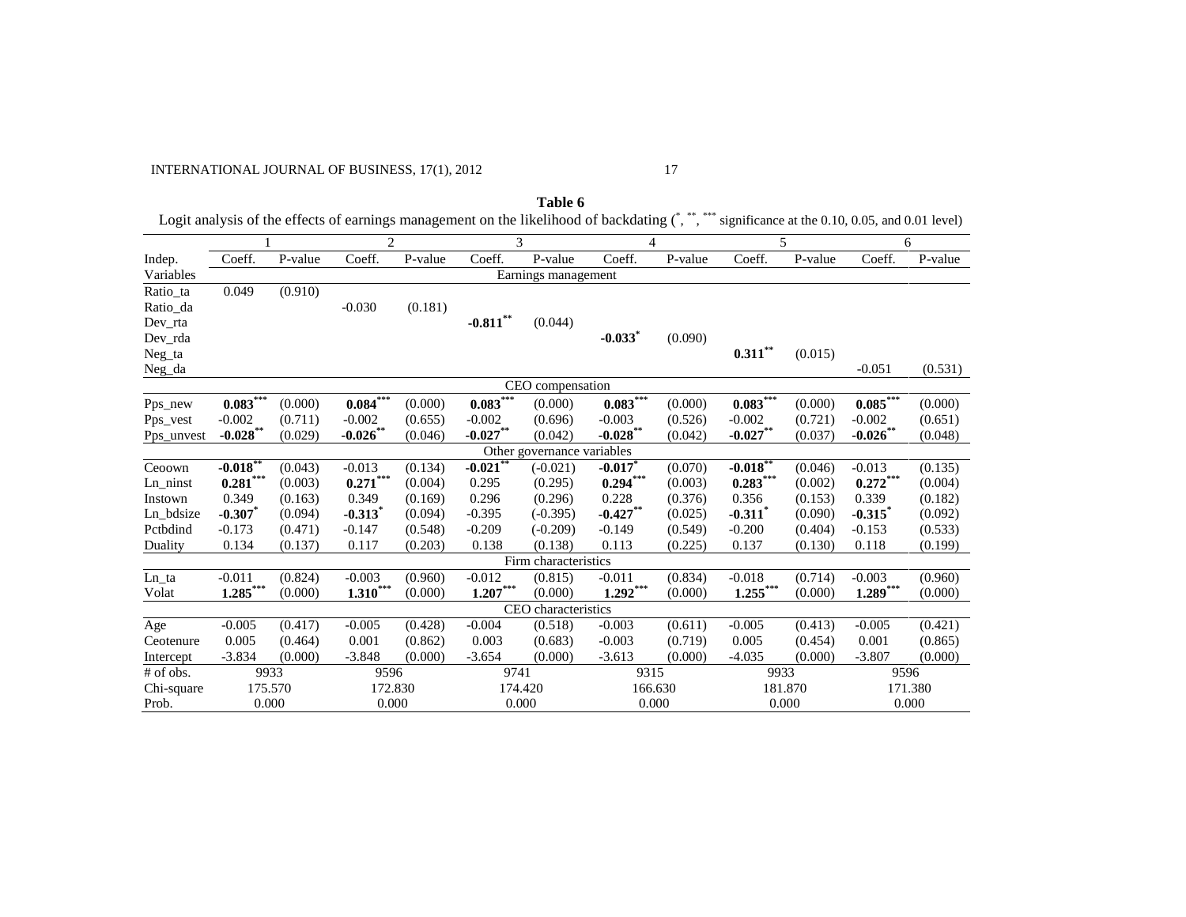**Table 6**

Logit analysis of the effects of earnings management on the likelihood of backdating (*, **, *** significance at the 0.10, 0.05, and 0.01 level)

| | 1 | | 2 | | 3 | | 4 | | 5 | | 6 | |
|---|---|---|---|---|---|---|---|---|---|---|---|---|
| Indep. | Coeff. | P-value | Coeff. | P-value | Coeff. | P-value | Coeff. | P-value | Coeff. | P-value | Coeff. | P-value |
| Variables | | | | | | Earnings management | | | | | | |
| Ratio_ta | 0.049 | (0.910) | | | | | | | | | | |
| Ratio_da | | | -0.030 | (0.181) | | | | | | | | |
| Dev_rta | | | | | **-0.811**** | (0.044) | | | | | | |
| Dev_rda | | | | | | | **-0.033*** | (0.090) | | | | |
| Neg_ta | | | | | | | | | **0.311**** | (0.015) | | |
| Neg_da | | | | | | | | | | | -0.051 | (0.531) |
| | | | | | | CEO compensation | | | | | | |
| Pps_new | **0.083***** | (0.000) | **0.084***** | (0.000) | **0.083***** | (0.000) | **0.083***** | (0.000) | **0.083***** | (0.000) | **0.085***** | (0.000) |
| Pps_vest | -0.002 | (0.711) | -0.002 | (0.655) | -0.002 | (0.696) | -0.003 | (0.526) | -0.002 | (0.721) | -0.002 | (0.651) |
| Pps_unvest | **-0.028**** | (0.029) | **-0.026**** | (0.046) | **-0.027**** | (0.042) | **-0.028**** | (0.042) | **-0.027**** | (0.037) | **-0.026**** | (0.048) |
| | | | | | | Other governance variables | | | | | | |
| Ceoown | **-0.018**** | (0.043) | -0.013 | (0.134) | **-0.021**** | (-0.021) | **-0.017*** | (0.070) | **-0.018**** | (0.046) | -0.013 | (0.135) |
| Ln_ninst | **0.281***** | (0.003) | **0.271***** | (0.004) | 0.295 | (0.295) | **0.294***** | (0.003) | **0.283***** | (0.002) | **0.272***** | (0.004) |
| Instown | 0.349 | (0.163) | 0.349 | (0.169) | 0.296 | (0.296) | 0.228 | (0.376) | 0.356 | (0.153) | 0.339 | (0.182) |
| Ln_bdsize | **-0.307*** | (0.094) | **-0.313*** | (0.094) | -0.395 | (-0.395) | **-0.427**** | (0.025) | **-0.311*** | (0.090) | **-0.315*** | (0.092) |
| Pctbdind | -0.173 | (0.471) | -0.147 | (0.548) | -0.209 | (-0.209) | -0.149 | (0.549) | -0.200 | (0.404) | -0.153 | (0.533) |
| Duality | 0.134 | (0.137) | 0.117 | (0.203) | 0.138 | (0.138) | 0.113 | (0.225) | 0.137 | (0.130) | 0.118 | (0.199) |
| | | | | | | Firm characteristics | | | | | | |
| Ln_ta | -0.011 | (0.824) | -0.003 | (0.960) | -0.012 | (0.815) | -0.011 | (0.834) | -0.018 | (0.714) | -0.003 | (0.960) |
| Volat | **1.285***** | (0.000) | **1.310***** | (0.000) | **1.207***** | (0.000) | **1.292***** | (0.000) | **1.255***** | (0.000) | **1.289***** | (0.000) |
| | | | | | | CEO characteristics | | | | | | |
| Age | -0.005 | (0.417) | -0.005 | (0.428) | -0.004 | (0.518) | -0.003 | (0.611) | -0.005 | (0.413) | -0.005 | (0.421) |
| Ceotenure | 0.005 | (0.464) | 0.001 | (0.862) | 0.003 | (0.683) | -0.003 | (0.719) | 0.005 | (0.454) | 0.001 | (0.865) |
| Intercept | -3.834 | (0.000) | -3.848 | (0.000) | -3.654 | (0.000) | -3.613 | (0.000) | -4.035 | (0.000) | -3.807 | (0.000) |
| # of obs. | 9933 | | 9596 | | 9741 | | 9315 | | 9933 | | 9596 | |
| Chi-square | 175.570 | | 172.830 | | 174.420 | | 166.630 | | 181.870 | | 171.380 | |
| Prob. | 0.000 | | 0.000 | | 0.000 | | 0.000 | | 0.000 | | 0.000 | |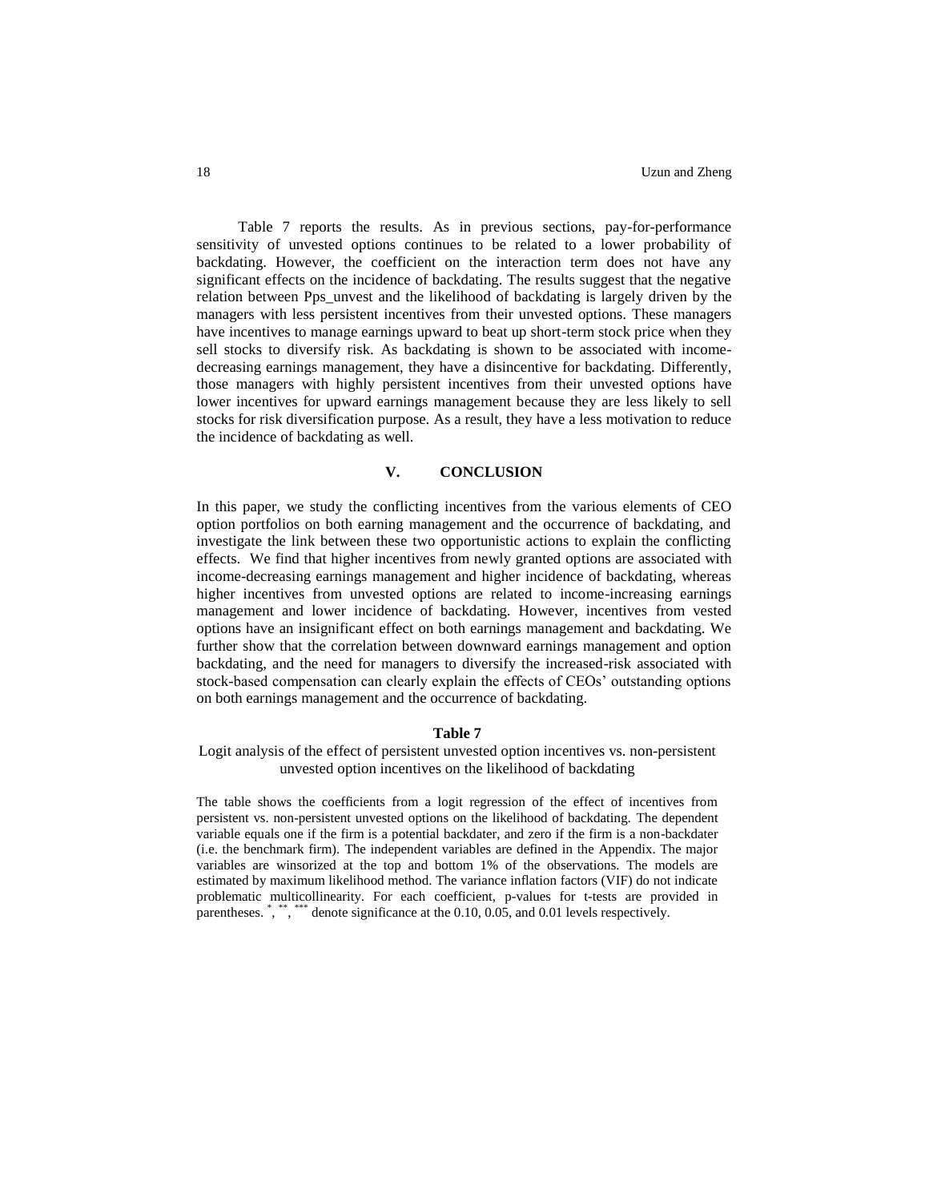Table 7 reports the results. As in previous sections, pay-for-performance sensitivity of unvested options continues to be related to a lower probability of backdating. However, the coefficient on the interaction term does not have any significant effects on the incidence of backdating. The results suggest that the negative relation between Pps_unvest and the likelihood of backdating is largely driven by the managers with less persistent incentives from their unvested options. These managers have incentives to manage earnings upward to beat up short-term stock price when they sell stocks to diversify risk. As backdating is shown to be associated with income-decreasing earnings management, they have a disincentive for backdating. Differently, those managers with highly persistent incentives from their unvested options have lower incentives for upward earnings management because they are less likely to sell stocks for risk diversification purpose. As a result, they have a less motivation to reduce the incidence of backdating as well.

## V. CONCLUSION

In this paper, we study the conflicting incentives from the various elements of CEO option portfolios on both earning management and the occurrence of backdating, and investigate the link between these two opportunistic actions to explain the conflicting effects. We find that higher incentives from newly granted options are associated with income-decreasing earnings management and higher incidence of backdating, whereas higher incentives from unvested options are related to income-increasing earnings management and lower incidence of backdating. However, incentives from vested options have an insignificant effect on both earnings management and backdating. We further show that the correlation between downward earnings management and option backdating, and the need for managers to diversify the increased-risk associated with stock-based compensation can clearly explain the effects of CEOs' outstanding options on both earnings management and the occurrence of backdating.

**Table 7**

Logit analysis of the effect of persistent unvested option incentives vs. non-persistent unvested option incentives on the likelihood of backdating

The table shows the coefficients from a logit regression of the effect of incentives from persistent vs. non-persistent unvested options on the likelihood of backdating. The dependent variable equals one if the firm is a potential backdater, and zero if the firm is a non-backdater (i.e. the benchmark firm). The independent variables are defined in the Appendix. The major variables are winsorized at the top and bottom 1% of the observations. The models are estimated by maximum likelihood method. The variance inflation factors (VIF) do not indicate problematic multicollinearity. For each coefficient, p-values for t-tests are provided in parentheses. *, **, *** denote significance at the 0.10, 0.05, and 0.01 levels respectively.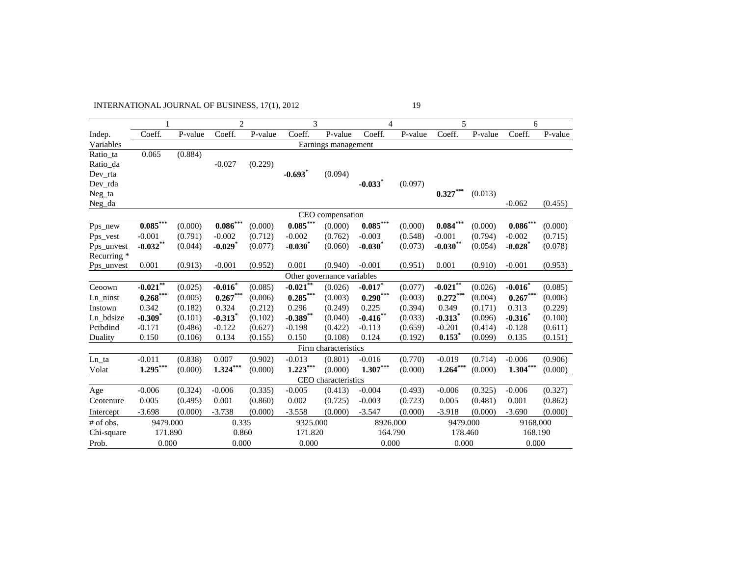| | 1 | | 2 | | 3 | | 4 | | 5 | | 6 | |
|---|---|---|---|---|---|---|---|---|---|---|---|---|
| Indep. | Coeff. | P-value | Coeff. | P-value | Coeff. | P-value | Coeff. | P-value | Coeff. | P-value | Coeff. | P-value |
| Variables | | | | | | Earnings management | | | | | | |
| Ratio_ta | 0.065 | (0.884) | | | | | | | | | | |
| Ratio_da | | | -0.027 | (0.229) | | | | | | | | |
| Dev_rta | | | | | **-0.693*** | (0.094) | | | | | | |
| Dev_rda | | | | | | | **-0.033*** | (0.097) | | | | |
| Neg_ta | | | | | | | | | **0.327***** | (0.013) | | |
| Neg_da | | | | | | | | | | | -0.062 | (0.455) |
| | | | | | | CEO compensation | | | | | | |
| Pps_new | **0.085***** | (0.000) | **0.086***** | (0.000) | **0.085***** | (0.000) | **0.085***** | (0.000) | **0.084***** | (0.000) | **0.086***** | (0.000) |
| Pps_vest | -0.001 | (0.791) | -0.002 | (0.712) | -0.002 | (0.762) | -0.003 | (0.548) | -0.001 | (0.794) | -0.002 | (0.715) |
| Pps_unvest | **-0.032**** | (0.044) | **-0.029*** | (0.077) | **-0.030*** | (0.060) | **-0.030*** | (0.073) | **-0.030**** | (0.054) | **-0.028*** | (0.078) |
| Recurring * Pps_unvest | 0.001 | (0.913) | -0.001 | (0.952) | 0.001 | (0.940) | -0.001 | (0.951) | 0.001 | (0.910) | -0.001 | (0.953) |
| | | | | | | Other governance variables | | | | | | |
| Ceoown | **-0.021**** | (0.025) | **-0.016*** | (0.085) | **-0.021**** | (0.026) | **-0.017*** | (0.077) | **-0.021**** | (0.026) | **-0.016*** | (0.085) |
| Ln_ninst | **0.268***** | (0.005) | **0.267***** | (0.006) | **0.285***** | (0.003) | **0.290***** | (0.003) | **0.272***** | (0.004) | **0.267***** | (0.006) |
| Instown | 0.342 | (0.182) | 0.324 | (0.212) | 0.296 | (0.249) | 0.225 | (0.394) | 0.349 | (0.171) | 0.313 | (0.229) |
| Ln_bdsize | **-0.309*** | (0.101) | **-0.313*** | (0.102) | **-0.389**** | (0.040) | **-0.416**** | (0.033) | **-0.313*** | (0.096) | **-0.316*** | (0.100) |
| Pctbdind | -0.171 | (0.486) | -0.122 | (0.627) | -0.198 | (0.422) | -0.113 | (0.659) | -0.201 | (0.414) | -0.128 | (0.611) |
| Duality | 0.150 | (0.106) | 0.134 | (0.155) | 0.150 | (0.108) | 0.124 | (0.192) | **0.153*** | (0.099) | 0.135 | (0.151) |
| | | | | | | Firm characteristics | | | | | | |
| Ln_ta | -0.011 | (0.838) | 0.007 | (0.902) | -0.013 | (0.801) | -0.016 | (0.770) | -0.019 | (0.714) | -0.006 | (0.906) |
| Volat | **1.295***** | (0.000) | **1.324***** | (0.000) | **1.223***** | (0.000) | **1.307***** | (0.000) | **1.264***** | (0.000) | **1.304***** | (0.000) |
| | | | | | | CEO characteristics | | | | | | |
| Age | -0.006 | (0.324) | -0.006 | (0.335) | -0.005 | (0.413) | -0.004 | (0.493) | -0.006 | (0.325) | -0.006 | (0.327) |
| Ceotenure | 0.005 | (0.495) | 0.001 | (0.860) | 0.002 | (0.725) | -0.003 | (0.723) | 0.005 | (0.481) | 0.001 | (0.862) |
| Intercept | -3.698 | (0.000) | -3.738 | (0.000) | -3.558 | (0.000) | -3.547 | (0.000) | -3.918 | (0.000) | -3.690 | (0.000) |
| # of obs. | 9479.000 | | 0.335 | | 9325.000 | | 8926.000 | | 9479.000 | | 9168.000 | |
| Chi-square | 171.890 | | 0.860 | | 171.820 | | 164.790 | | 178.460 | | 168.190 | |
| Prob. | 0.000 | | 0.000 | | 0.000 | | 0.000 | | 0.000 | | 0.000 | |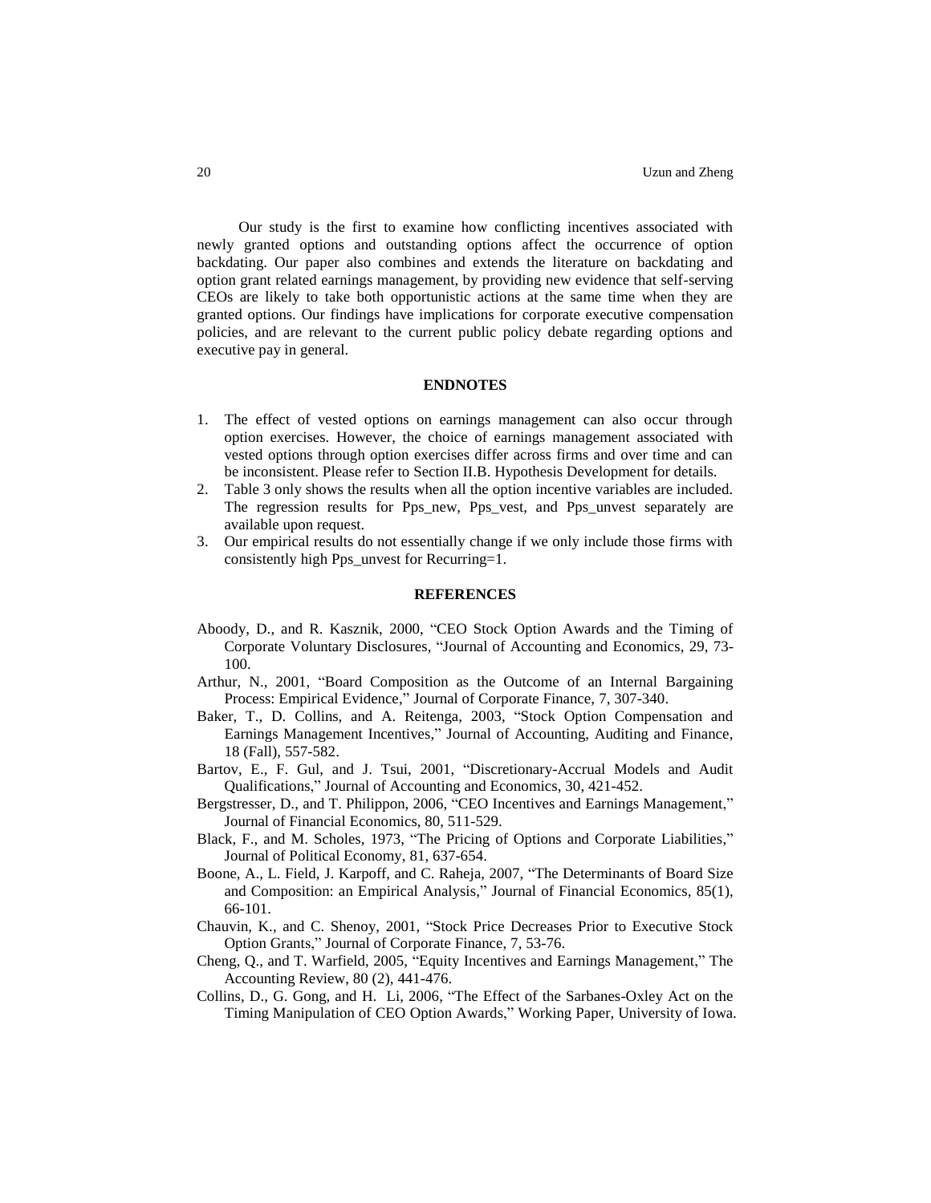Our study is the first to examine how conflicting incentives associated with newly granted options and outstanding options affect the occurrence of option backdating. Our paper also combines and extends the literature on backdating and option grant related earnings management, by providing new evidence that self-serving CEOs are likely to take both opportunistic actions at the same time when they are granted options. Our findings have implications for corporate executive compensation policies, and are relevant to the current public policy debate regarding options and executive pay in general.

## ENDNOTES

1. The effect of vested options on earnings management can also occur through option exercises. However, the choice of earnings management associated with vested options through option exercises differ across firms and over time and can be inconsistent. Please refer to Section II.B. Hypothesis Development for details.
2. Table 3 only shows the results when all the option incentive variables are included. The regression results for Pps_new, Pps_vest, and Pps_unvest separately are available upon request.
3. Our empirical results do not essentially change if we only include those firms with consistently high Pps_unvest for Recurring=1.

## REFERENCES

Aboody, D., and R. Kasznik, 2000, "CEO Stock Option Awards and the Timing of Corporate Voluntary Disclosures, "Journal of Accounting and Economics, 29, 73-100.

Arthur, N., 2001, "Board Composition as the Outcome of an Internal Bargaining Process: Empirical Evidence," Journal of Corporate Finance, 7, 307-340.

Baker, T., D. Collins, and A. Reitenga, 2003, "Stock Option Compensation and Earnings Management Incentives," Journal of Accounting, Auditing and Finance, 18 (Fall), 557-582.

Bartov, E., F. Gul, and J. Tsui, 2001, "Discretionary-Accrual Models and Audit Qualifications," Journal of Accounting and Economics, 30, 421-452.

Bergstresser, D., and T. Philippon, 2006, "CEO Incentives and Earnings Management," Journal of Financial Economics, 80, 511-529.

Black, F., and M. Scholes, 1973, "The Pricing of Options and Corporate Liabilities," Journal of Political Economy, 81, 637-654.

Boone, A., L. Field, J. Karpoff, and C. Raheja, 2007, "The Determinants of Board Size and Composition: an Empirical Analysis," Journal of Financial Economics, 85(1), 66-101.

Chauvin, K., and C. Shenoy, 2001, "Stock Price Decreases Prior to Executive Stock Option Grants," Journal of Corporate Finance, 7, 53-76.

Cheng, Q., and T. Warfield, 2005, "Equity Incentives and Earnings Management," The Accounting Review, 80 (2), 441-476.

Collins, D., G. Gong, and H. Li, 2006, "The Effect of the Sarbanes-Oxley Act on the Timing Manipulation of CEO Option Awards," Working Paper, University of Iowa.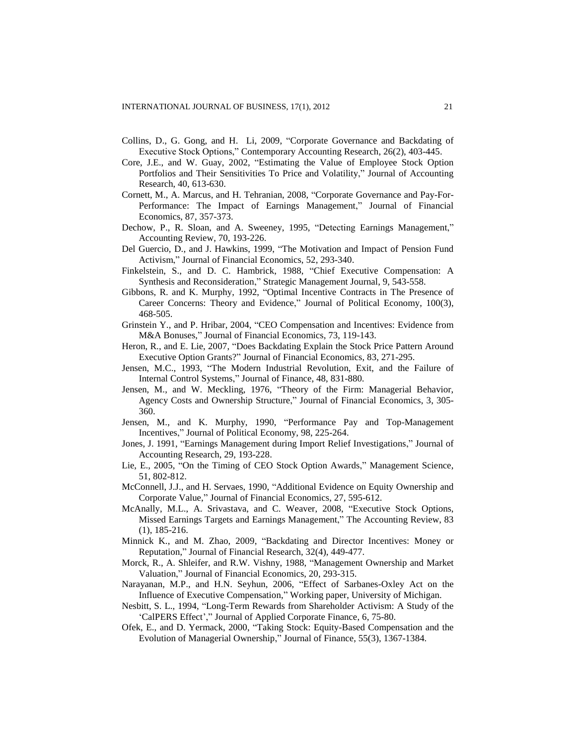Collins, D., G. Gong, and H. Li, 2009, "Corporate Governance and Backdating of Executive Stock Options," Contemporary Accounting Research, 26(2), 403-445.

Core, J.E., and W. Guay, 2002, "Estimating the Value of Employee Stock Option Portfolios and Their Sensitivities To Price and Volatility," Journal of Accounting Research, 40, 613-630.

Cornett, M., A. Marcus, and H. Tehranian, 2008, "Corporate Governance and Pay-For-Performance: The Impact of Earnings Management," Journal of Financial Economics, 87, 357-373.

Dechow, P., R. Sloan, and A. Sweeney, 1995, "Detecting Earnings Management," Accounting Review, 70, 193-226.

Del Guercio, D., and J. Hawkins, 1999, "The Motivation and Impact of Pension Fund Activism," Journal of Financial Economics, 52, 293-340.

Finkelstein, S., and D. C. Hambrick, 1988, "Chief Executive Compensation: A Synthesis and Reconsideration," Strategic Management Journal, 9, 543-558.

Gibbons, R. and K. Murphy, 1992, "Optimal Incentive Contracts in The Presence of Career Concerns: Theory and Evidence," Journal of Political Economy, 100(3), 468-505.

Grinstein Y., and P. Hribar, 2004, "CEO Compensation and Incentives: Evidence from M&A Bonuses," Journal of Financial Economics, 73, 119-143.

Heron, R., and E. Lie, 2007, "Does Backdating Explain the Stock Price Pattern Around Executive Option Grants?" Journal of Financial Economics, 83, 271-295.

Jensen, M.C., 1993, "The Modern Industrial Revolution, Exit, and the Failure of Internal Control Systems," Journal of Finance, 48, 831-880.

Jensen, M., and W. Meckling, 1976, "Theory of the Firm: Managerial Behavior, Agency Costs and Ownership Structure," Journal of Financial Economics, 3, 305-360.

Jensen, M., and K. Murphy, 1990, "Performance Pay and Top-Management Incentives," Journal of Political Economy, 98, 225-264.

Jones, J. 1991, "Earnings Management during Import Relief Investigations," Journal of Accounting Research, 29, 193-228.

Lie, E., 2005, "On the Timing of CEO Stock Option Awards," Management Science, 51, 802-812.

McConnell, J.J., and H. Servaes, 1990, "Additional Evidence on Equity Ownership and Corporate Value," Journal of Financial Economics, 27, 595-612.

McAnally, M.L., A. Srivastava, and C. Weaver, 2008, "Executive Stock Options, Missed Earnings Targets and Earnings Management," The Accounting Review, 83 (1), 185-216.

Minnick K., and M. Zhao, 2009, "Backdating and Director Incentives: Money or Reputation," Journal of Financial Research, 32(4), 449-477.

Morck, R., A. Shleifer, and R.W. Vishny, 1988, "Management Ownership and Market Valuation," Journal of Financial Economics, 20, 293-315.

Narayanan, M.P., and H.N. Seyhun, 2006, "Effect of Sarbanes-Oxley Act on the Influence of Executive Compensation," Working paper, University of Michigan.

Nesbitt, S. L., 1994, "Long-Term Rewards from Shareholder Activism: A Study of the 'CalPERS Effect'," Journal of Applied Corporate Finance, 6, 75-80.

Ofek, E., and D. Yermack, 2000, "Taking Stock: Equity-Based Compensation and the Evolution of Managerial Ownership," Journal of Finance, 55(3), 1367-1384.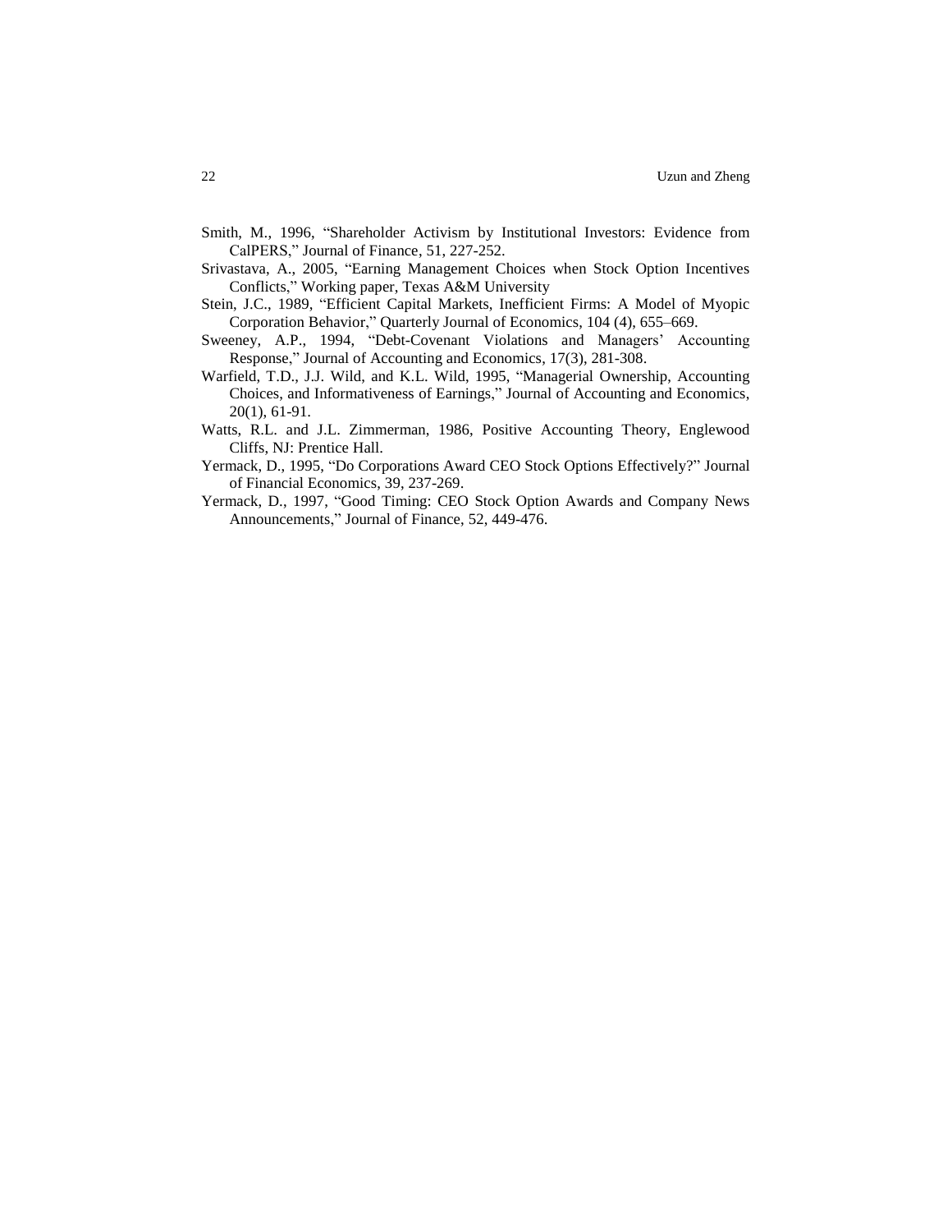Smith, M., 1996, “Shareholder Activism by Institutional Investors: Evidence from CalPERS,” Journal of Finance, 51, 227-252.

Srivastava, A., 2005, “Earning Management Choices when Stock Option Incentives Conflicts,” Working paper, Texas A&M University

Stein, J.C., 1989, “Efficient Capital Markets, Inefficient Firms: A Model of Myopic Corporation Behavior,” Quarterly Journal of Economics, 104 (4), 655–669.

Sweeney, A.P., 1994, “Debt-Covenant Violations and Managers’ Accounting Response,” Journal of Accounting and Economics, 17(3), 281-308.

Warfield, T.D., J.J. Wild, and K.L. Wild, 1995, “Managerial Ownership, Accounting Choices, and Informativeness of Earnings,” Journal of Accounting and Economics, 20(1), 61-91.

Watts, R.L. and J.L. Zimmerman, 1986, Positive Accounting Theory, Englewood Cliffs, NJ: Prentice Hall.

Yermack, D., 1995, “Do Corporations Award CEO Stock Options Effectively?” Journal of Financial Economics, 39, 237-269.

Yermack, D., 1997, “Good Timing: CEO Stock Option Awards and Company News Announcements,” Journal of Finance, 52, 449-476.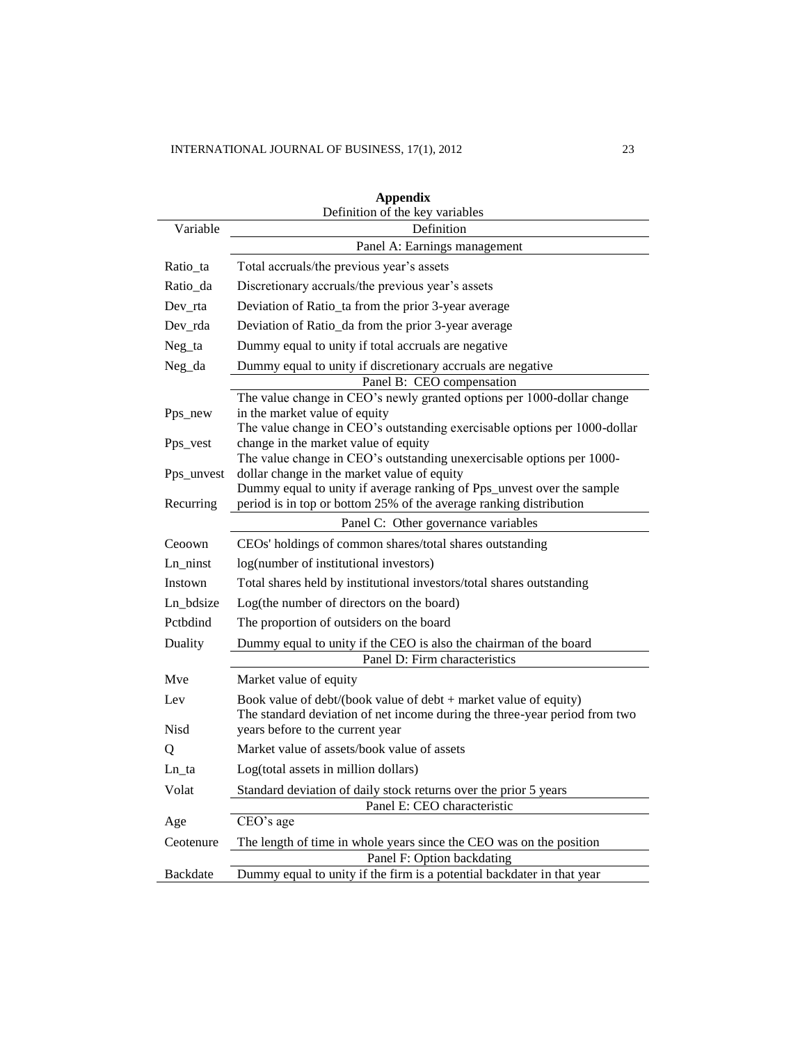## Appendix

Definition of the key variables

| Variable | Definition |
|---|---|
| | Panel A: Earnings management |
| Ratio_ta | Total accruals/the previous year's assets |
| Ratio_da | Discretionary accruals/the previous year's assets |
| Dev_rta | Deviation of Ratio_ta from the prior 3-year average |
| Dev_rda | Deviation of Ratio_da from the prior 3-year average |
| Neg_ta | Dummy equal to unity if total accruals are negative |
| Neg_da | Dummy equal to unity if discretionary accruals are negative |
| | Panel B: CEO compensation |
| Pps_new | The value change in CEO's newly granted options per 1000-dollar change in the market value of equity |
| Pps_vest | The value change in CEO's outstanding exercisable options per 1000-dollar change in the market value of equity |
| Pps_unvest | The value change in CEO's outstanding unexercisable options per 1000-dollar change in the market value of equity |
| Recurring | Dummy equal to unity if average ranking of Pps_unvest over the sample period is in top or bottom 25% of the average ranking distribution |
| | Panel C: Other governance variables |
| Ceoown | CEOs' holdings of common shares/total shares outstanding |
| Ln_ninst | log(number of institutional investors) |
| Instown | Total shares held by institutional investors/total shares outstanding |
| Ln_bdsize | Log(the number of directors on the board) |
| Pctbdind | The proportion of outsiders on the board |
| Duality | Dummy equal to unity if the CEO is also the chairman of the board |
| | Panel D: Firm characteristics |
| Mve | Market value of equity |
| Lev | Book value of debt/(book value of debt + market value of equity) |
| Nisd | The standard deviation of net income during the three-year period from two years before to the current year |
| Q | Market value of assets/book value of assets |
| Ln_ta | Log(total assets in million dollars) |
| Volat | Standard deviation of daily stock returns over the prior 5 years |
| | Panel E: CEO characteristic |
| Age | CEO's age |
| Ceotenure | The length of time in whole years since the CEO was on the position |
| | Panel F: Option backdating |
| Backdate | Dummy equal to unity if the firm is a potential backdater in that year |